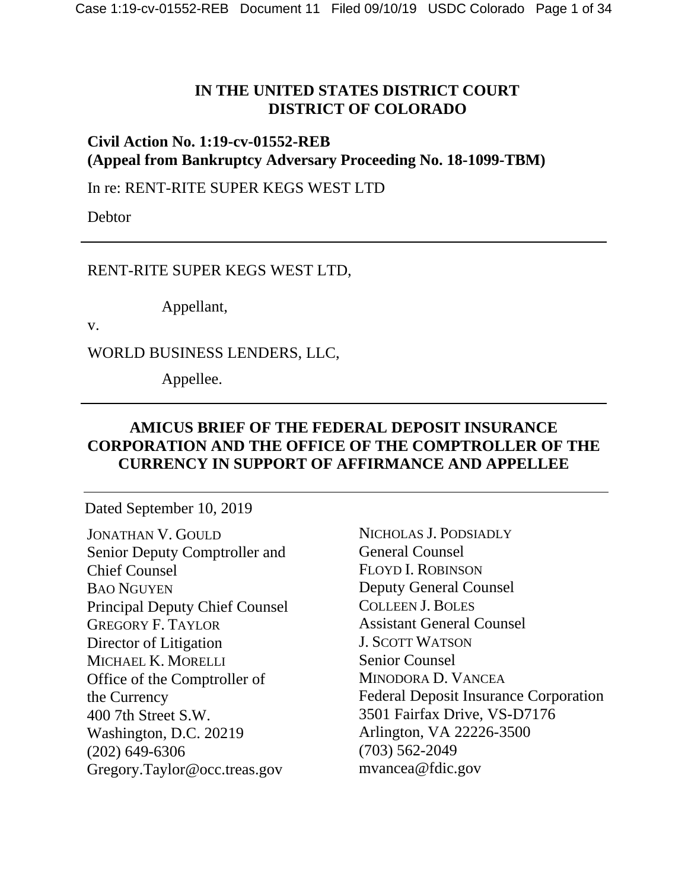**IN THE UNITED STATES DISTRICT COURT**
**DISTRICT OF COLORADO**

**Civil Action No. 1:19-cv-01552-REB**
**(Appeal from Bankruptcy Adversary Proceeding No. 18-1099-TBM)**

In re: RENT-RITE SUPER KEGS WEST LTD

Debtor

---

RENT-RITE SUPER KEGS WEST LTD,

Appellant,

v.

WORLD BUSINESS LENDERS, LLC,

Appellee.

---

**AMICUS BRIEF OF THE FEDERAL DEPOSIT INSURANCE CORPORATION AND THE OFFICE OF THE COMPTROLLER OF THE CURRENCY IN SUPPORT OF AFFIRMANCE AND APPELLEE**

---

Dated September 10, 2019

JONATHAN V. GOULD
Senior Deputy Comptroller and Chief Counsel
BAO NGUYEN
Principal Deputy Chief Counsel
GREGORY F. TAYLOR
Director of Litigation
MICHAEL K. MORELLI
Office of the Comptroller of the Currency
400 7th Street S.W.
Washington, D.C. 20219
(202) 649-6306
Gregory.Taylor@occ.treas.gov

NICHOLAS J. PODSIADLY
General Counsel
FLOYD I. ROBINSON
Deputy General Counsel
COLLEEN J. BOLES
Assistant General Counsel
J. SCOTT WATSON
Senior Counsel
MINODORA D. VANCEA
Federal Deposit Insurance Corporation
3501 Fairfax Drive, VS-D7176
Arlington, VA 22226-3500
(703) 562-2049
mvancea@fdic.gov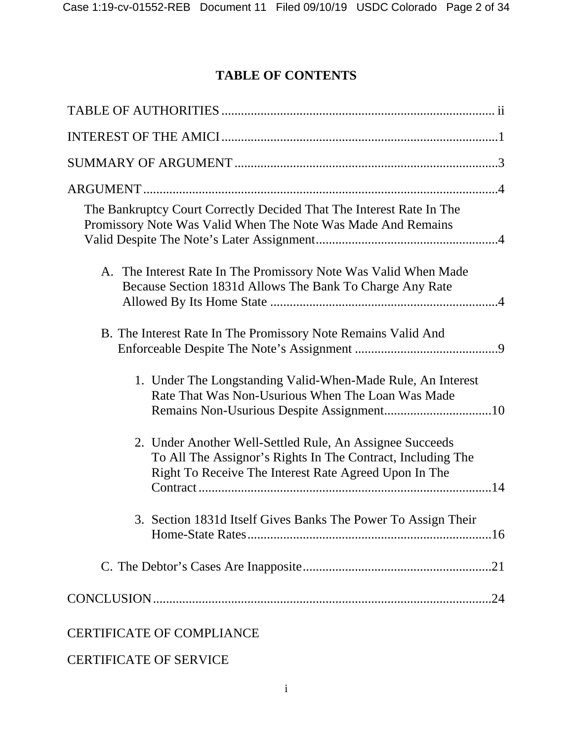# TABLE OF CONTENTS

TABLE OF AUTHORITIES .......... ii

INTEREST OF THE AMICI .......... 1

SUMMARY OF ARGUMENT .......... 3

ARGUMENT .......... 4

The Bankruptcy Court Correctly Decided That The Interest Rate In The Promissory Note Was Valid When The Note Was Made And Remains Valid Despite The Note's Later Assignment .......... 4

- A. The Interest Rate In The Promissory Note Was Valid When Made Because Section 1831d Allows The Bank To Charge Any Rate Allowed By Its Home State .......... 4
- B. The Interest Rate In The Promissory Note Remains Valid And Enforceable Despite The Note's Assignment .......... 9
  1. Under The Longstanding Valid-When-Made Rule, An Interest Rate That Was Non-Usurious When The Loan Was Made Remains Non-Usurious Despite Assignment .......... 10
  2. Under Another Well-Settled Rule, An Assignee Succeeds To All The Assignor's Rights In The Contract, Including The Right To Receive The Interest Rate Agreed Upon In The Contract .......... 14
  3. Section 1831d Itself Gives Banks The Power To Assign Their Home-State Rates .......... 16
- C. The Debtor's Cases Are Inapposite .......... 21

CONCLUSION .......... 24

CERTIFICATE OF COMPLIANCE

CERTIFICATE OF SERVICE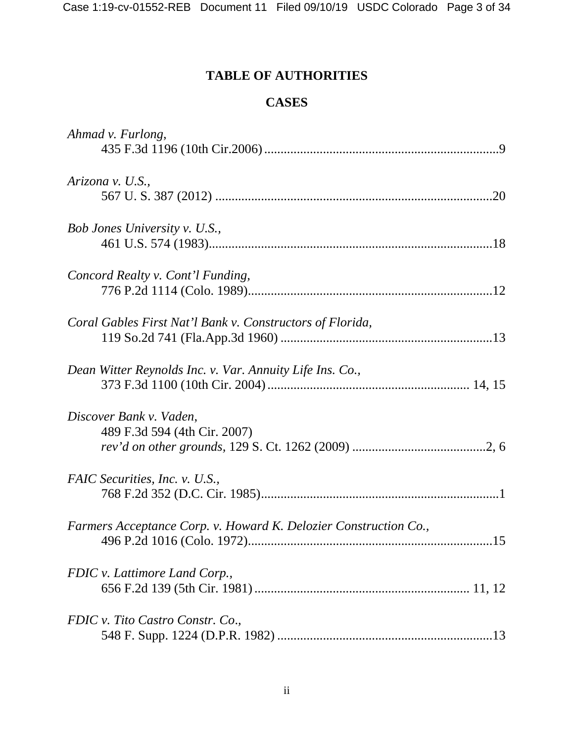# TABLE OF AUTHORITIES

## CASES

*Ahmad v. Furlong*,
435 F.3d 1196 (10th Cir.2006) ........................................................................9

*Arizona v. U.S.*,
567 U. S. 387 (2012) ....................................................................................20

*Bob Jones University v. U.S.*,
461 U.S. 574 (1983).......................................................................................18

*Concord Realty v. Cont'l Funding*,
776 P.2d 1114 (Colo. 1989)...........................................................................12

*Coral Gables First Nat'l Bank v. Constructors of Florida*,
119 So.2d 741 (Fla.App.3d 1960) .................................................................13

*Dean Witter Reynolds Inc. v. Var. Annuity Life Ins. Co.*,
373 F.3d 1100 (10th Cir. 2004) ............................................................. 14, 15

*Discover Bank v. Vaden*,
489 F.3d 594 (4th Cir. 2007)
*rev'd on other grounds*, 129 S. Ct. 1262 (2009) .........................................2, 6

*FAIC Securities, Inc. v. U.S.*,
768 F.2d 352 (D.C. Cir. 1985).........................................................................1

*Farmers Acceptance Corp. v. Howard K. Delozier Construction Co.*,
496 P.2d 1016 (Colo. 1972)...........................................................................15

*FDIC v. Lattimore Land Corp.*,
656 F.2d 139 (5th Cir. 1981) ................................................................. 11, 12

*FDIC v. Tito Castro Constr. Co*.,
548 F. Supp. 1224 (D.P.R. 1982) ..................................................................13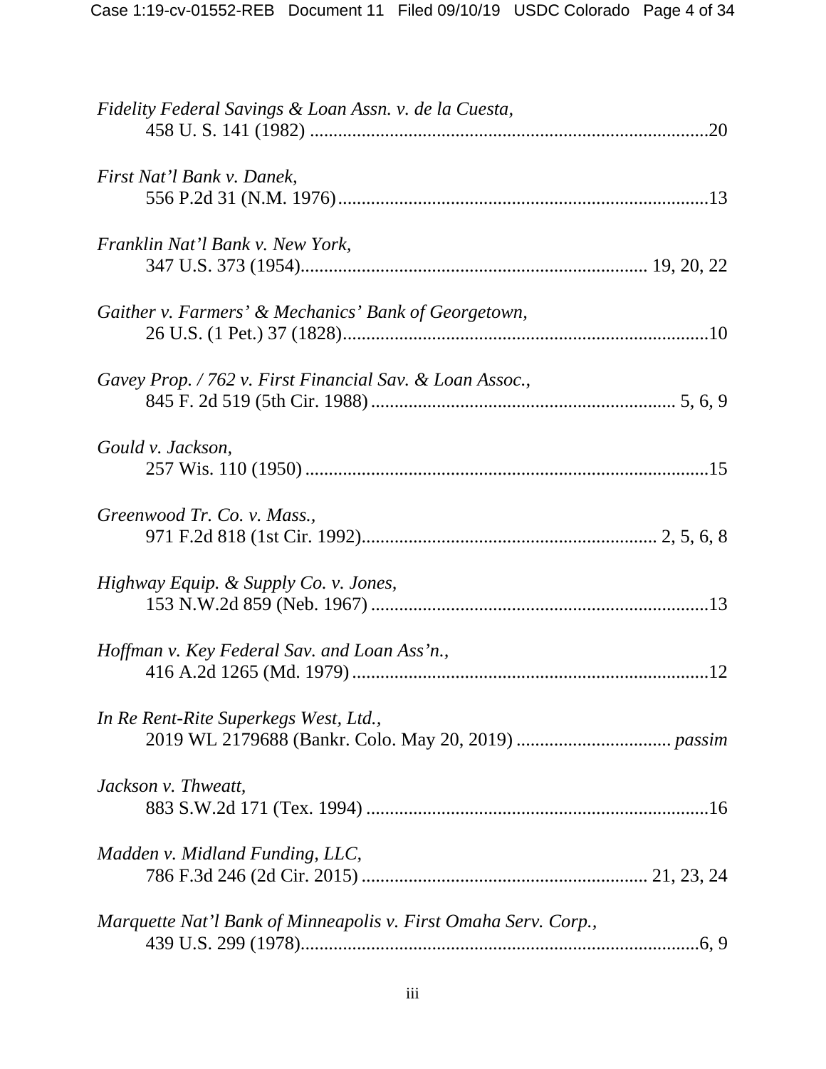*Fidelity Federal Savings & Loan Assn. v. de la Cuesta,*
458 U. S. 141 (1982) ....................................................................................20

*First Nat'l Bank v. Danek,*
556 P.2d 31 (N.M. 1976)...............................................................................13

*Franklin Nat'l Bank v. New York,*
347 U.S. 373 (1954)........................................................................ 19, 20, 22

*Gaither v. Farmers' & Mechanics' Bank of Georgetown,*
26 U.S. (1 Pet.) 37 (1828)..............................................................................10

*Gavey Prop. / 762 v. First Financial Sav. & Loan Assoc.,*
845 F. 2d 519 (5th Cir. 1988) ................................................................ 5, 6, 9

*Gould v. Jackson,*
257 Wis. 110 (1950) ......................................................................................15

*Greenwood Tr. Co. v. Mass.,*
971 F.2d 818 (1st Cir. 1992)............................................................. 2, 5, 6, 8

*Highway Equip. & Supply Co. v. Jones,*
153 N.W.2d 859 (Neb. 1967) ........................................................................13

*Hoffman v. Key Federal Sav. and Loan Ass'n.,*
416 A.2d 1265 (Md. 1979)............................................................................12

*In Re Rent-Rite Superkegs West, Ltd.,*
2019 WL 2179688 (Bankr. Colo. May 20, 2019) ................................ *passim*

*Jackson v. Thweatt,*
883 S.W.2d 171 (Tex. 1994) ........................................................................16

*Madden v. Midland Funding, LLC,*
786 F.3d 246 (2d Cir. 2015) ............................................................ 21, 23, 24

*Marquette Nat'l Bank of Minneapolis v. First Omaha Serv. Corp.,*
439 U.S. 299 (1978)....................................................................................6, 9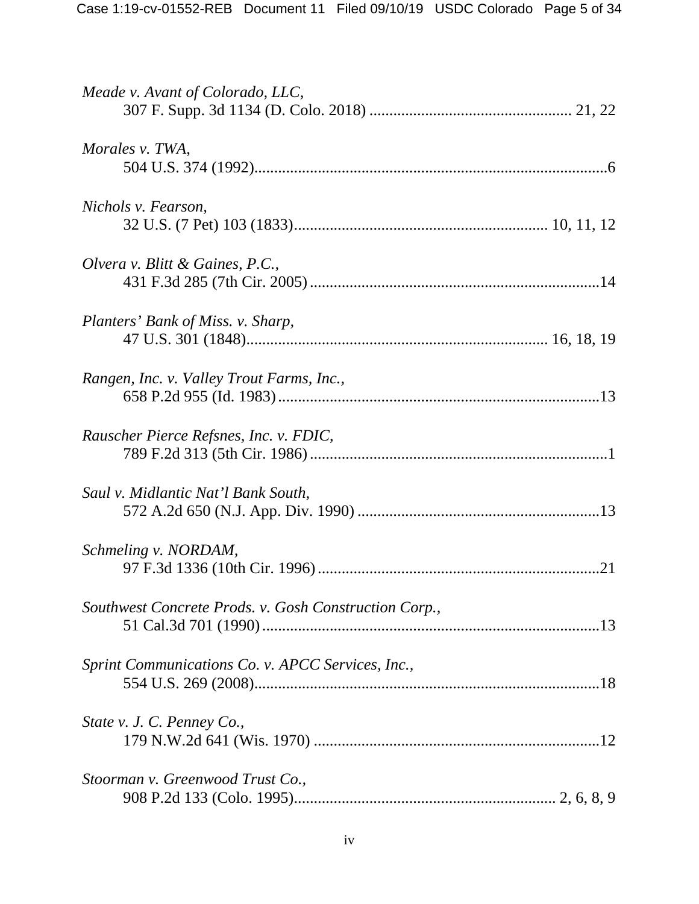*Meade v. Avant of Colorado, LLC*,
307 F. Supp. 3d 1134 (D. Colo. 2018) ................................................. 21, 22

*Morales v. TWA*,
504 U.S. 374 (1992).........................................................................................6

*Nichols v. Fearson*,
32 U.S. (7 Pet) 103 (1833).............................................................. 10, 11, 12

*Olvera v. Blitt & Gaines, P.C.*,
431 F.3d 285 (7th Cir. 2005)........................................................................14

*Planters' Bank of Miss. v. Sharp*,
47 U.S. 301 (1848)......................................................................... 16, 18, 19

*Rangen, Inc. v. Valley Trout Farms, Inc.*,
658 P.2d 955 (Id. 1983)................................................................................13

*Rauscher Pierce Refsnes, Inc. v. FDIC*,
789 F.2d 313 (5th Cir. 1986)..........................................................................1

*Saul v. Midlantic Nat'l Bank South*,
572 A.2d 650 (N.J. App. Div. 1990)............................................................13

*Schmeling v. NORDAM*,
97 F.3d 1336 (10th Cir. 1996)......................................................................21

*Southwest Concrete Prods. v. Gosh Construction Corp.*,
51 Cal.3d 701 (1990)....................................................................................13

*Sprint Communications Co. v. APCC Services, Inc.*,
554 U.S. 269 (2008).....................................................................................18

*State v. J. C. Penney Co.*,
179 N.W.2d 641 (Wis. 1970).......................................................................12

*Stoorman v. Greenwood Trust Co.*,
908 P.2d 133 (Colo. 1995)................................................................ 2, 6, 8, 9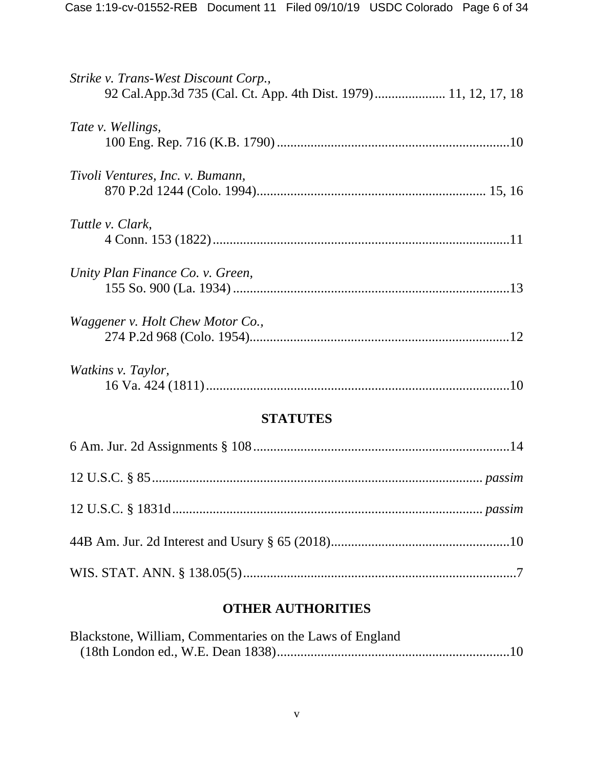*Strike v. Trans-West Discount Corp.*,
92 Cal.App.3d 735 (Cal. Ct. App. 4th Dist. 1979)..................... 11, 12, 17, 18

*Tate v. Wellings*,
100 Eng. Rep. 716 (K.B. 1790).....................................................................10

*Tivoli Ventures, Inc. v. Bumann*,
870 P.2d 1244 (Colo. 1994)................................................................... 15, 16

*Tuttle v. Clark*,
4 Conn. 153 (1822)........................................................................................11

*Unity Plan Finance Co. v. Green*,
155 So. 900 (La. 1934)..................................................................................13

*Waggener v. Holt Chew Motor Co.*,
274 P.2d 968 (Colo. 1954).............................................................................12

*Watkins v. Taylor*,
16 Va. 424 (1811)..........................................................................................10

## STATUTES

6 Am. Jur. 2d Assignments § 108............................................................................14

12 U.S.C. § 85................................................................................................ *passim*

12 U.S.C. § 1831d.......................................................................................... *passim*

44B Am. Jur. 2d Interest and Usury § 65 (2018).....................................................10

WIS. STAT. ANN. § 138.05(5).................................................................................7

## OTHER AUTHORITIES

Blackstone, William, Commentaries on the Laws of England
(18th London ed., W.E. Dean 1838)....................................................................10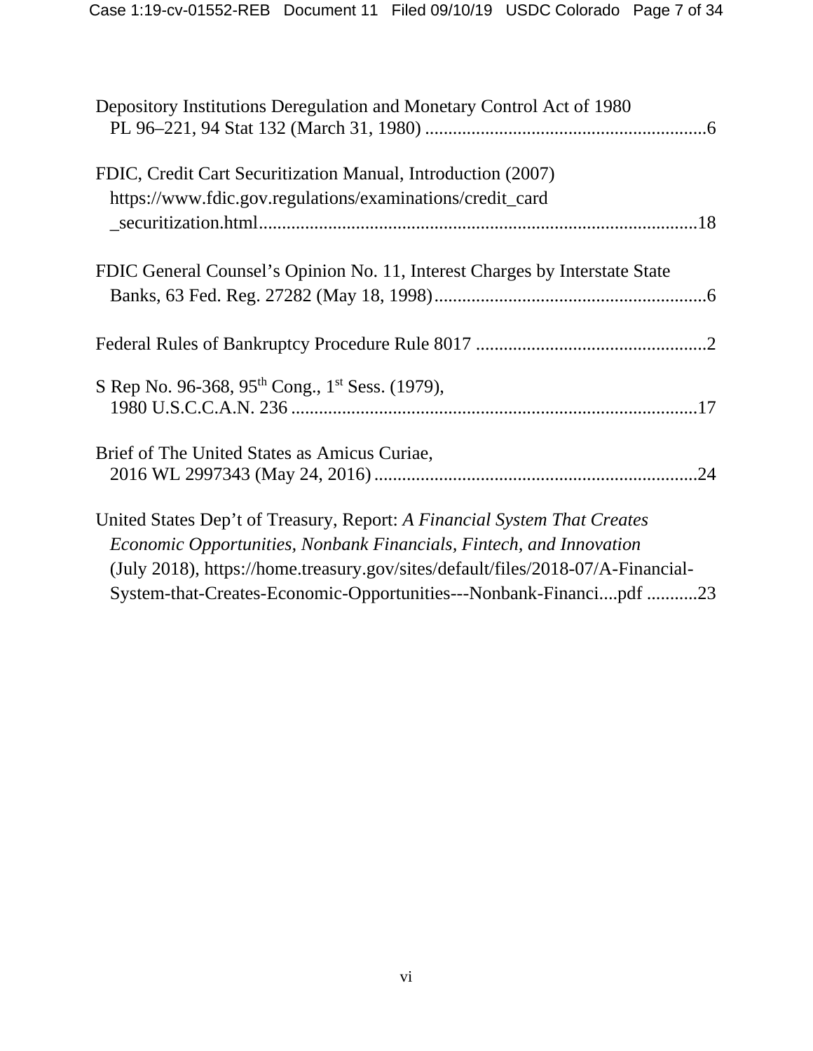Depository Institutions Deregulation and Monetary Control Act of 1980
PL 96–221, 94 Stat 132 (March 31, 1980) ............................................................6

FDIC, Credit Cart Securitization Manual, Introduction (2007)
https://www.fdic.gov.regulations/examinations/credit_card
_securitization.html.............................................................................................18

FDIC General Counsel's Opinion No. 11, Interest Charges by Interstate State
Banks, 63 Fed. Reg. 27282 (May 18, 1998)..........................................................6

Federal Rules of Bankruptcy Procedure Rule 8017 .................................................2

S Rep No. 96-368, 95th Cong., 1st Sess. (1979),
1980 U.S.C.C.A.N. 236 .......................................................................................17

Brief of The United States as Amicus Curiae,
2016 WL 2997343 (May 24, 2016) .....................................................................24

United States Dep't of Treasury, Report: *A Financial System That Creates Economic Opportunities, Nonbank Financials, Fintech, and Innovation* (July 2018), https://home.treasury.gov/sites/default/files/2018-07/A-Financial-System-that-Creates-Economic-Opportunities---Nonbank-Financi....pdf ...........23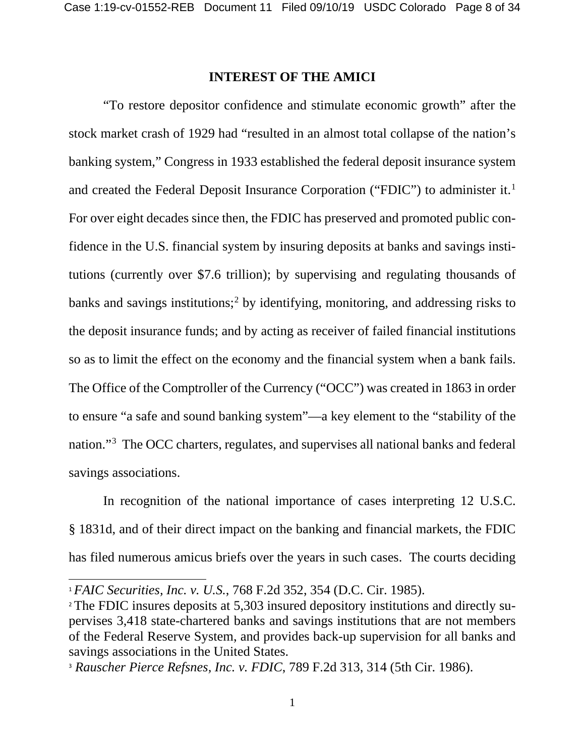## INTEREST OF THE AMICI

"To restore depositor confidence and stimulate economic growth" after the stock market crash of 1929 had "resulted in an almost total collapse of the nation's banking system," Congress in 1933 established the federal deposit insurance system and created the Federal Deposit Insurance Corporation ("FDIC") to administer it.[1] For over eight decades since then, the FDIC has preserved and promoted public confidence in the U.S. financial system by insuring deposits at banks and savings institutions (currently over $7.6 trillion); by supervising and regulating thousands of banks and savings institutions;[2] by identifying, monitoring, and addressing risks to the deposit insurance funds; and by acting as receiver of failed financial institutions so as to limit the effect on the economy and the financial system when a bank fails. The Office of the Comptroller of the Currency ("OCC") was created in 1863 in order to ensure "a safe and sound banking system"—a key element to the "stability of the nation."[3] The OCC charters, regulates, and supervises all national banks and federal savings associations.

In recognition of the national importance of cases interpreting 12 U.S.C. § 1831d, and of their direct impact on the banking and financial markets, the FDIC has filed numerous amicus briefs over the years in such cases. The courts deciding

---

[1] *FAIC Securities, Inc. v. U.S.*, 768 F.2d 352, 354 (D.C. Cir. 1985).

[2] The FDIC insures deposits at 5,303 insured depository institutions and directly supervises 3,418 state-chartered banks and savings institutions that are not members of the Federal Reserve System, and provides back-up supervision for all banks and savings associations in the United States.

[3] *Rauscher Pierce Refsnes, Inc. v. FDIC*, 789 F.2d 313, 314 (5th Cir. 1986).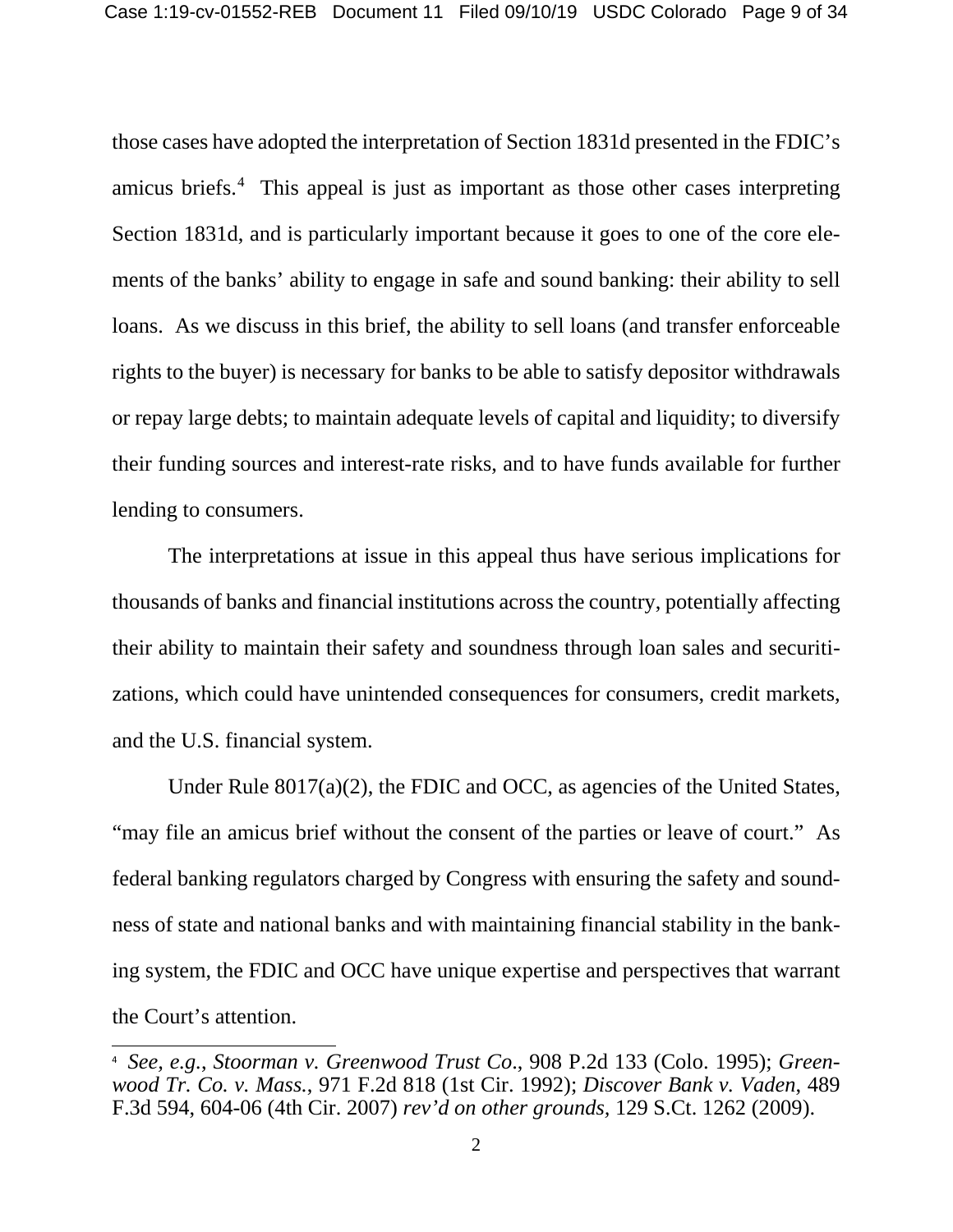those cases have adopted the interpretation of Section 1831d presented in the FDIC's amicus briefs.[4] This appeal is just as important as those other cases interpreting Section 1831d, and is particularly important because it goes to one of the core elements of the banks' ability to engage in safe and sound banking: their ability to sell loans. As we discuss in this brief, the ability to sell loans (and transfer enforceable rights to the buyer) is necessary for banks to be able to satisfy depositor withdrawals or repay large debts; to maintain adequate levels of capital and liquidity; to diversify their funding sources and interest-rate risks, and to have funds available for further lending to consumers.

The interpretations at issue in this appeal thus have serious implications for thousands of banks and financial institutions across the country, potentially affecting their ability to maintain their safety and soundness through loan sales and securitizations, which could have unintended consequences for consumers, credit markets, and the U.S. financial system.

Under Rule 8017(a)(2), the FDIC and OCC, as agencies of the United States, "may file an amicus brief without the consent of the parties or leave of court." As federal banking regulators charged by Congress with ensuring the safety and soundness of state and national banks and with maintaining financial stability in the banking system, the FDIC and OCC have unique expertise and perspectives that warrant the Court's attention.

---

[4] *See, e.g.*, *Stoorman v. Greenwood Trust Co*., 908 P.2d 133 (Colo. 1995); *Greenwood Tr. Co. v. Mass.*, 971 F.2d 818 (1st Cir. 1992); *Discover Bank v. Vaden*, 489 F.3d 594, 604-06 (4th Cir. 2007) *rev'd on other grounds*, 129 S.Ct. 1262 (2009).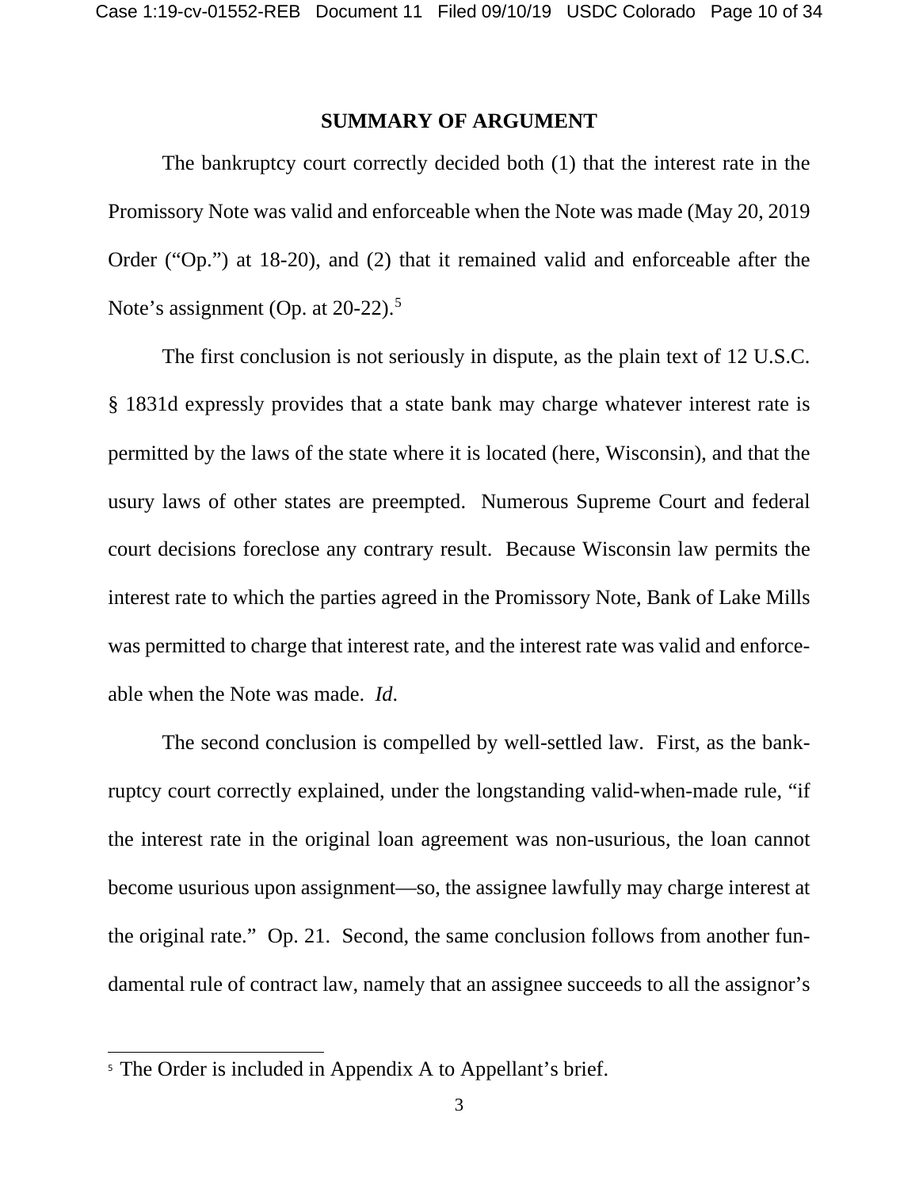## SUMMARY OF ARGUMENT

The bankruptcy court correctly decided both (1) that the interest rate in the Promissory Note was valid and enforceable when the Note was made (May 20, 2019 Order ("Op.") at 18-20), and (2) that it remained valid and enforceable after the Note's assignment (Op. at 20-22).[5]

The first conclusion is not seriously in dispute, as the plain text of 12 U.S.C. § 1831d expressly provides that a state bank may charge whatever interest rate is permitted by the laws of the state where it is located (here, Wisconsin), and that the usury laws of other states are preempted. Numerous Supreme Court and federal court decisions foreclose any contrary result. Because Wisconsin law permits the interest rate to which the parties agreed in the Promissory Note, Bank of Lake Mills was permitted to charge that interest rate, and the interest rate was valid and enforceable when the Note was made. *Id.*

The second conclusion is compelled by well-settled law. First, as the bankruptcy court correctly explained, under the longstanding valid-when-made rule, "if the interest rate in the original loan agreement was non-usurious, the loan cannot become usurious upon assignment—so, the assignee lawfully may charge interest at the original rate." Op. 21. Second, the same conclusion follows from another fundamental rule of contract law, namely that an assignee succeeds to all the assignor's

[5] The Order is included in Appendix A to Appellant's brief.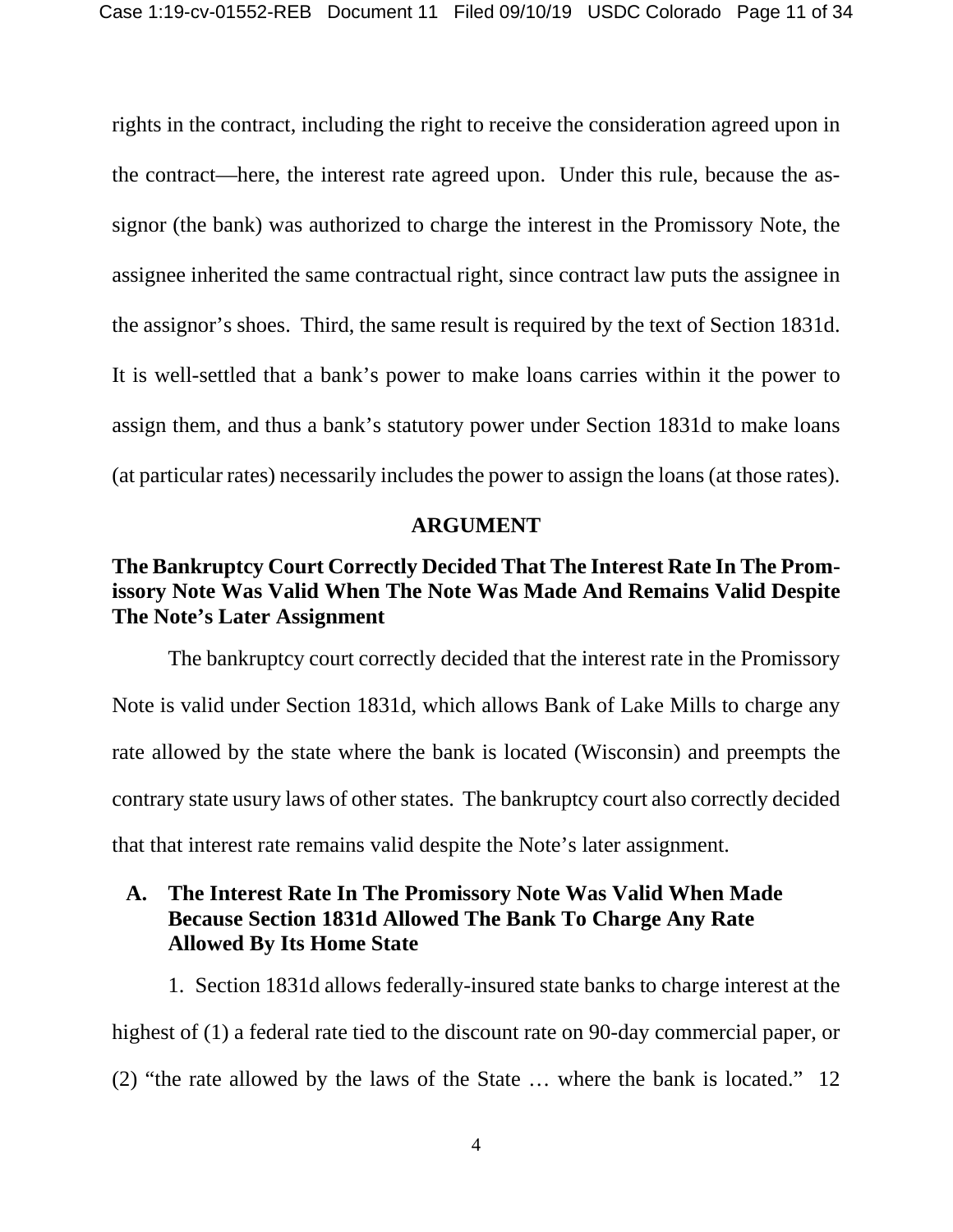rights in the contract, including the right to receive the consideration agreed upon in the contract—here, the interest rate agreed upon. Under this rule, because the assignor (the bank) was authorized to charge the interest in the Promissory Note, the assignee inherited the same contractual right, since contract law puts the assignee in the assignor's shoes. Third, the same result is required by the text of Section 1831d. It is well-settled that a bank's power to make loans carries within it the power to assign them, and thus a bank's statutory power under Section 1831d to make loans (at particular rates) necessarily includes the power to assign the loans (at those rates).

## ARGUMENT

### The Bankruptcy Court Correctly Decided That The Interest Rate In The Promissory Note Was Valid When The Note Was Made And Remains Valid Despite The Note's Later Assignment

The bankruptcy court correctly decided that the interest rate in the Promissory Note is valid under Section 1831d, which allows Bank of Lake Mills to charge any rate allowed by the state where the bank is located (Wisconsin) and preempts the contrary state usury laws of other states. The bankruptcy court also correctly decided that that interest rate remains valid despite the Note's later assignment.

#### A. The Interest Rate In The Promissory Note Was Valid When Made Because Section 1831d Allowed The Bank To Charge Any Rate Allowed By Its Home State

1. Section 1831d allows federally-insured state banks to charge interest at the highest of (1) a federal rate tied to the discount rate on 90-day commercial paper, or (2) "the rate allowed by the laws of the State … where the bank is located." 12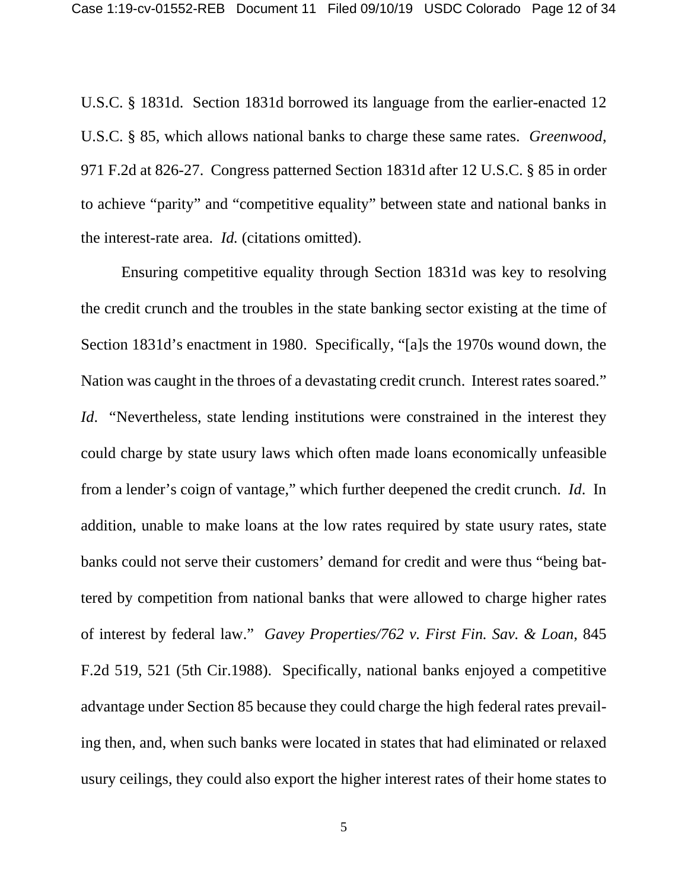U.S.C. § 1831d. Section 1831d borrowed its language from the earlier-enacted 12 U.S.C. § 85, which allows national banks to charge these same rates. *Greenwood*, 971 F.2d at 826-27. Congress patterned Section 1831d after 12 U.S.C. § 85 in order to achieve "parity" and "competitive equality" between state and national banks in the interest-rate area. *Id.* (citations omitted).

Ensuring competitive equality through Section 1831d was key to resolving the credit crunch and the troubles in the state banking sector existing at the time of Section 1831d's enactment in 1980. Specifically, "[a]s the 1970s wound down, the Nation was caught in the throes of a devastating credit crunch. Interest rates soared." *Id*. "Nevertheless, state lending institutions were constrained in the interest they could charge by state usury laws which often made loans economically unfeasible from a lender's coign of vantage," which further deepened the credit crunch. *Id*. In addition, unable to make loans at the low rates required by state usury rates, state banks could not serve their customers' demand for credit and were thus "being battered by competition from national banks that were allowed to charge higher rates of interest by federal law." *Gavey Properties/762 v. First Fin. Sav. & Loan*, 845 F.2d 519, 521 (5th Cir.1988). Specifically, national banks enjoyed a competitive advantage under Section 85 because they could charge the high federal rates prevailing then, and, when such banks were located in states that had eliminated or relaxed usury ceilings, they could also export the higher interest rates of their home states to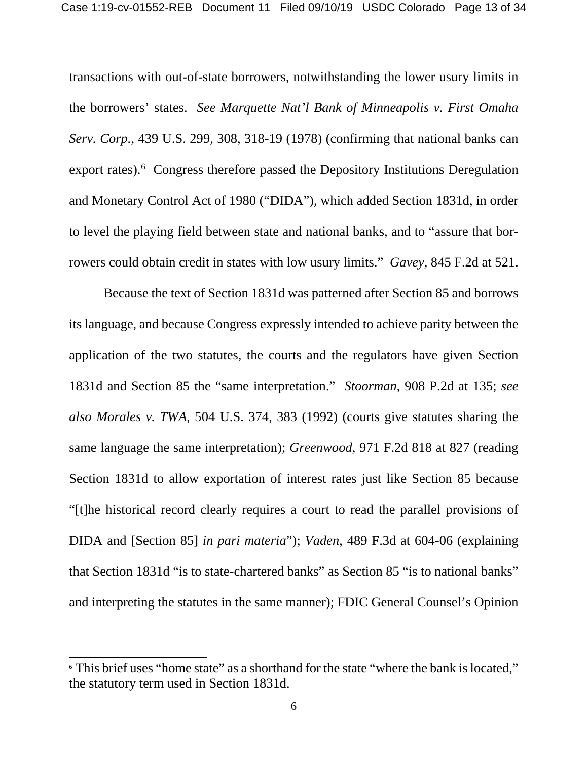transactions with out-of-state borrowers, notwithstanding the lower usury limits in the borrowers' states. *See Marquette Nat'l Bank of Minneapolis v. First Omaha Serv. Corp.*, 439 U.S. 299, 308, 318-19 (1978) (confirming that national banks can export rates).[6] Congress therefore passed the Depository Institutions Deregulation and Monetary Control Act of 1980 ("DIDA"), which added Section 1831d, in order to level the playing field between state and national banks, and to "assure that borrowers could obtain credit in states with low usury limits." *Gavey*, 845 F.2d at 521.

Because the text of Section 1831d was patterned after Section 85 and borrows its language, and because Congress expressly intended to achieve parity between the application of the two statutes, the courts and the regulators have given Section 1831d and Section 85 the "same interpretation." *Stoorman*, 908 P.2d at 135; *see also Morales v. TWA*, 504 U.S. 374, 383 (1992) (courts give statutes sharing the same language the same interpretation); *Greenwood*, 971 F.2d 818 at 827 (reading Section 1831d to allow exportation of interest rates just like Section 85 because "[t]he historical record clearly requires a court to read the parallel provisions of DIDA and [Section 85] *in pari materia*"); *Vaden*, 489 F.3d at 604-06 (explaining that Section 1831d "is to state-chartered banks" as Section 85 "is to national banks" and interpreting the statutes in the same manner); FDIC General Counsel's Opinion

---

[6] This brief uses "home state" as a shorthand for the state "where the bank is located," the statutory term used in Section 1831d.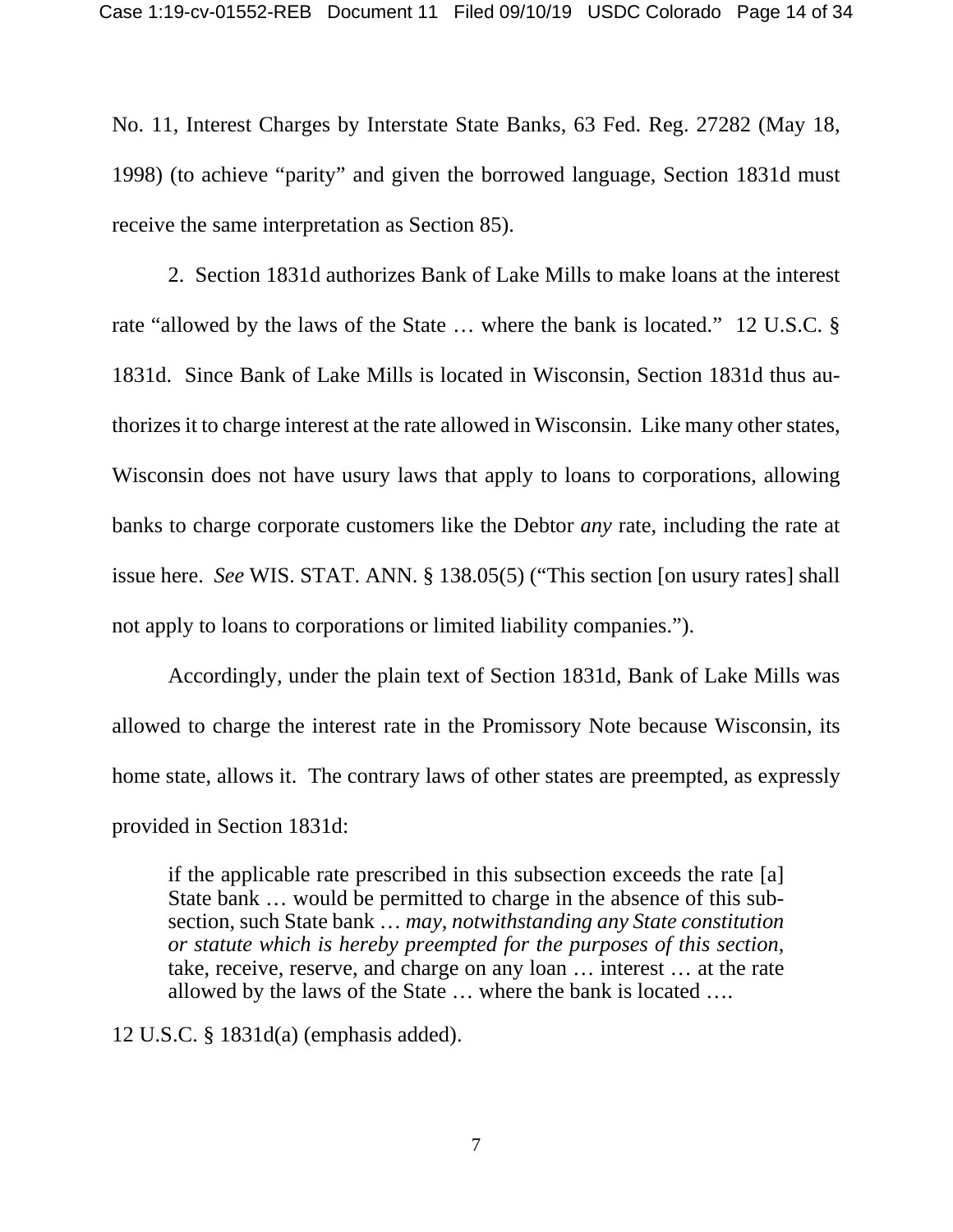No. 11, Interest Charges by Interstate State Banks, 63 Fed. Reg. 27282 (May 18, 1998) (to achieve "parity" and given the borrowed language, Section 1831d must receive the same interpretation as Section 85).

2. Section 1831d authorizes Bank of Lake Mills to make loans at the interest rate "allowed by the laws of the State … where the bank is located." 12 U.S.C. § 1831d. Since Bank of Lake Mills is located in Wisconsin, Section 1831d thus authorizes it to charge interest at the rate allowed in Wisconsin. Like many other states, Wisconsin does not have usury laws that apply to loans to corporations, allowing banks to charge corporate customers like the Debtor *any* rate, including the rate at issue here. *See* WIS. STAT. ANN. § 138.05(5) ("This section [on usury rates] shall not apply to loans to corporations or limited liability companies.").

Accordingly, under the plain text of Section 1831d, Bank of Lake Mills was allowed to charge the interest rate in the Promissory Note because Wisconsin, its home state, allows it. The contrary laws of other states are preempted, as expressly provided in Section 1831d:

> if the applicable rate prescribed in this subsection exceeds the rate [a] State bank … would be permitted to charge in the absence of this subsection, such State bank … *may, notwithstanding any State constitution or statute which is hereby preempted for the purposes of this section*, take, receive, reserve, and charge on any loan … interest … at the rate allowed by the laws of the State … where the bank is located ….

12 U.S.C. § 1831d(a) (emphasis added).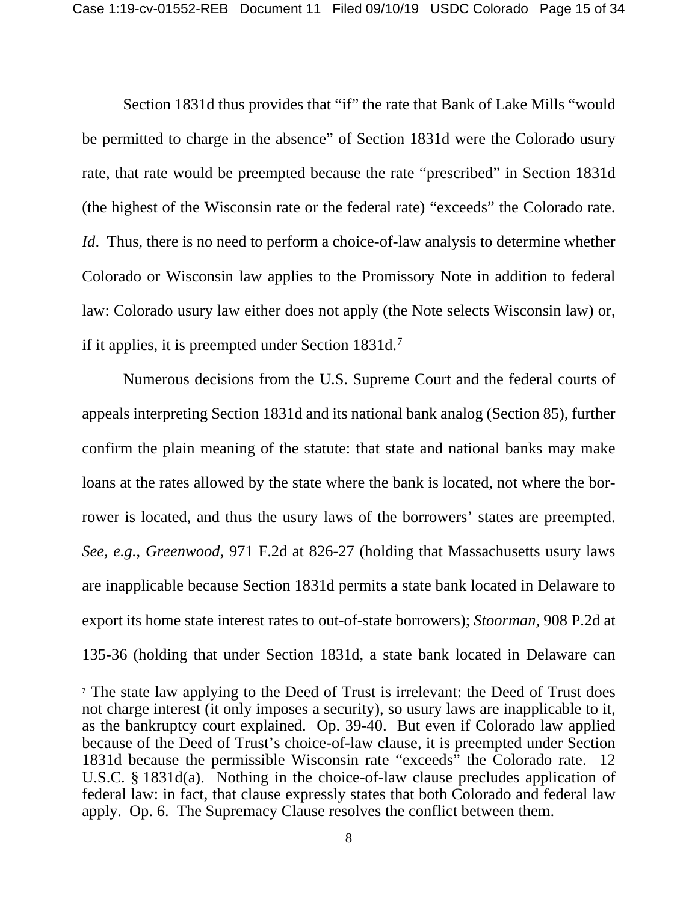Section 1831d thus provides that "if" the rate that Bank of Lake Mills "would be permitted to charge in the absence" of Section 1831d were the Colorado usury rate, that rate would be preempted because the rate "prescribed" in Section 1831d (the highest of the Wisconsin rate or the federal rate) "exceeds" the Colorado rate. *Id*. Thus, there is no need to perform a choice-of-law analysis to determine whether Colorado or Wisconsin law applies to the Promissory Note in addition to federal law: Colorado usury law either does not apply (the Note selects Wisconsin law) or, if it applies, it is preempted under Section 1831d.[7]

Numerous decisions from the U.S. Supreme Court and the federal courts of appeals interpreting Section 1831d and its national bank analog (Section 85), further confirm the plain meaning of the statute: that state and national banks may make loans at the rates allowed by the state where the bank is located, not where the borrower is located, and thus the usury laws of the borrowers' states are preempted. *See, e.g.*, *Greenwood*, 971 F.2d at 826-27 (holding that Massachusetts usury laws are inapplicable because Section 1831d permits a state bank located in Delaware to export its home state interest rates to out-of-state borrowers); *Stoorman*, 908 P.2d at 135-36 (holding that under Section 1831d, a state bank located in Delaware can

---

[7] The state law applying to the Deed of Trust is irrelevant: the Deed of Trust does not charge interest (it only imposes a security), so usury laws are inapplicable to it, as the bankruptcy court explained. Op. 39-40. But even if Colorado law applied because of the Deed of Trust's choice-of-law clause, it is preempted under Section 1831d because the permissible Wisconsin rate "exceeds" the Colorado rate. 12 U.S.C. § 1831d(a). Nothing in the choice-of-law clause precludes application of federal law: in fact, that clause expressly states that both Colorado and federal law apply. Op. 6. The Supremacy Clause resolves the conflict between them.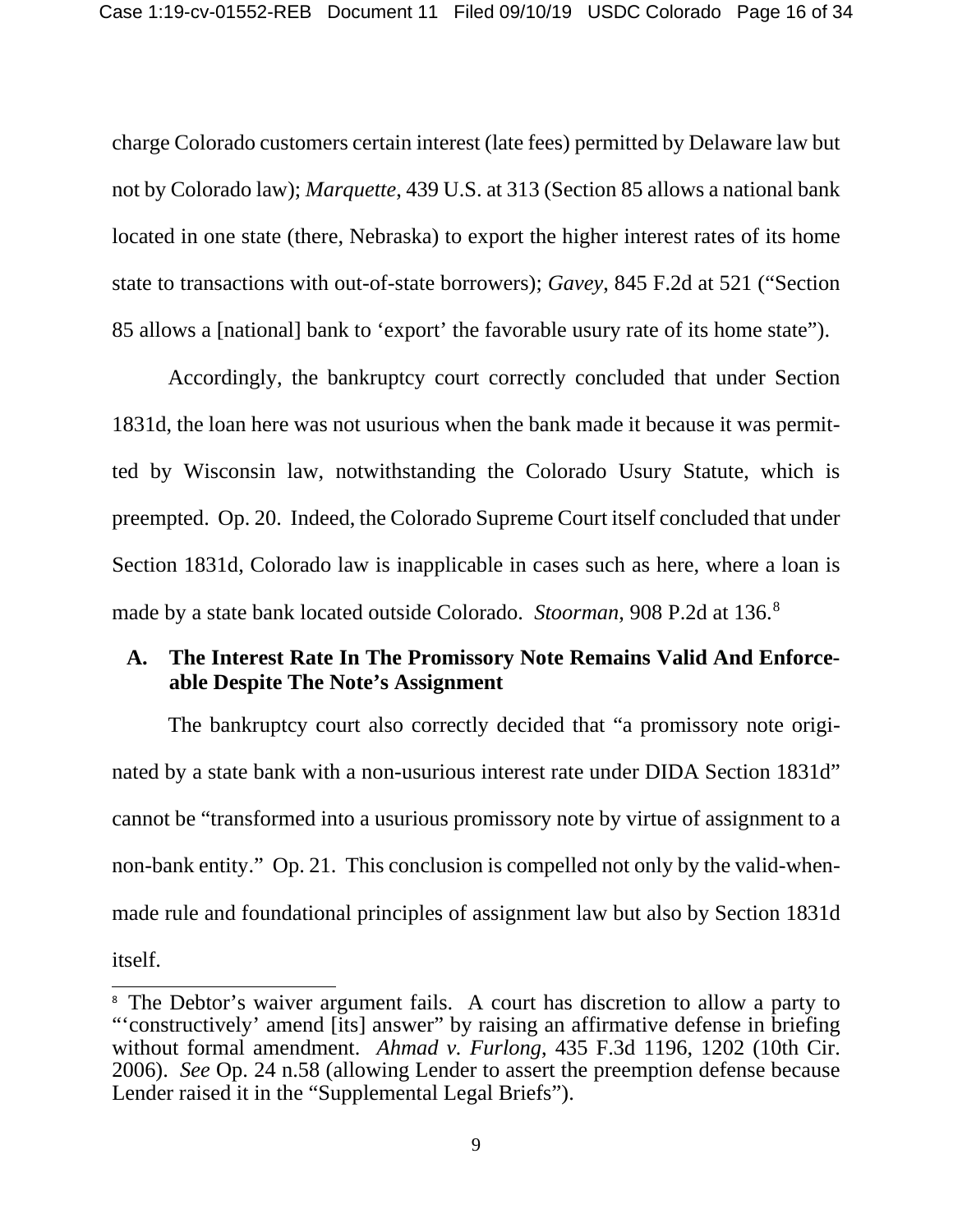charge Colorado customers certain interest (late fees) permitted by Delaware law but not by Colorado law); *Marquette*, 439 U.S. at 313 (Section 85 allows a national bank located in one state (there, Nebraska) to export the higher interest rates of its home state to transactions with out-of-state borrowers); *Gavey*, 845 F.2d at 521 ("Section 85 allows a [national] bank to 'export' the favorable usury rate of its home state").

Accordingly, the bankruptcy court correctly concluded that under Section 1831d, the loan here was not usurious when the bank made it because it was permitted by Wisconsin law, notwithstanding the Colorado Usury Statute, which is preempted. Op. 20. Indeed, the Colorado Supreme Court itself concluded that under Section 1831d, Colorado law is inapplicable in cases such as here, where a loan is made by a state bank located outside Colorado. *Stoorman*, 908 P.2d at 136.[8]

## A. The Interest Rate In The Promissory Note Remains Valid And Enforceable Despite The Note's Assignment

The bankruptcy court also correctly decided that "a promissory note originated by a state bank with a non-usurious interest rate under DIDA Section 1831d" cannot be "transformed into a usurious promissory note by virtue of assignment to a non-bank entity." Op. 21. This conclusion is compelled not only by the valid-when-made rule and foundational principles of assignment law but also by Section 1831d itself.

[8] The Debtor's waiver argument fails. A court has discretion to allow a party to "'constructively' amend [its] answer" by raising an affirmative defense in briefing without formal amendment. *Ahmad v. Furlong*, 435 F.3d 1196, 1202 (10th Cir. 2006). *See* Op. 24 n.58 (allowing Lender to assert the preemption defense because Lender raised it in the "Supplemental Legal Briefs").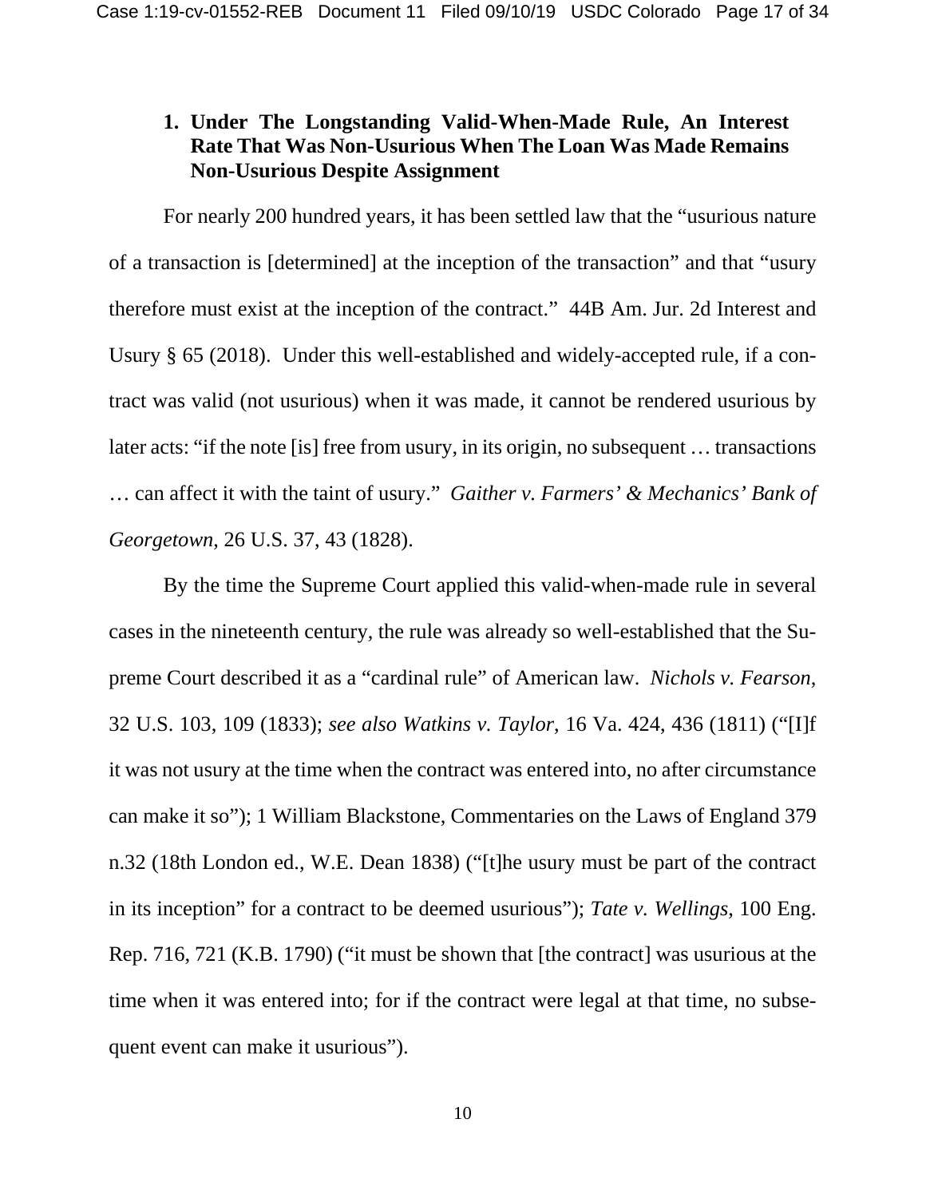### 1. Under The Longstanding Valid-When-Made Rule, An Interest Rate That Was Non-Usurious When The Loan Was Made Remains Non-Usurious Despite Assignment

For nearly 200 hundred years, it has been settled law that the "usurious nature of a transaction is [determined] at the inception of the transaction" and that "usury therefore must exist at the inception of the contract." 44B Am. Jur. 2d Interest and Usury § 65 (2018). Under this well-established and widely-accepted rule, if a contract was valid (not usurious) when it was made, it cannot be rendered usurious by later acts: "if the note [is] free from usury, in its origin, no subsequent … transactions … can affect it with the taint of usury." *Gaither v. Farmers' & Mechanics' Bank of Georgetown*, 26 U.S. 37, 43 (1828).

By the time the Supreme Court applied this valid-when-made rule in several cases in the nineteenth century, the rule was already so well-established that the Supreme Court described it as a "cardinal rule" of American law. *Nichols v. Fearson*, 32 U.S. 103, 109 (1833); *see also Watkins v. Taylor*, 16 Va. 424, 436 (1811) ("[I]f it was not usury at the time when the contract was entered into, no after circumstance can make it so"); 1 William Blackstone, Commentaries on the Laws of England 379 n.32 (18th London ed., W.E. Dean 1838) ("[t]he usury must be part of the contract in its inception" for a contract to be deemed usurious"); *Tate v. Wellings*, 100 Eng. Rep. 716, 721 (K.B. 1790) ("it must be shown that [the contract] was usurious at the time when it was entered into; for if the contract were legal at that time, no subsequent event can make it usurious").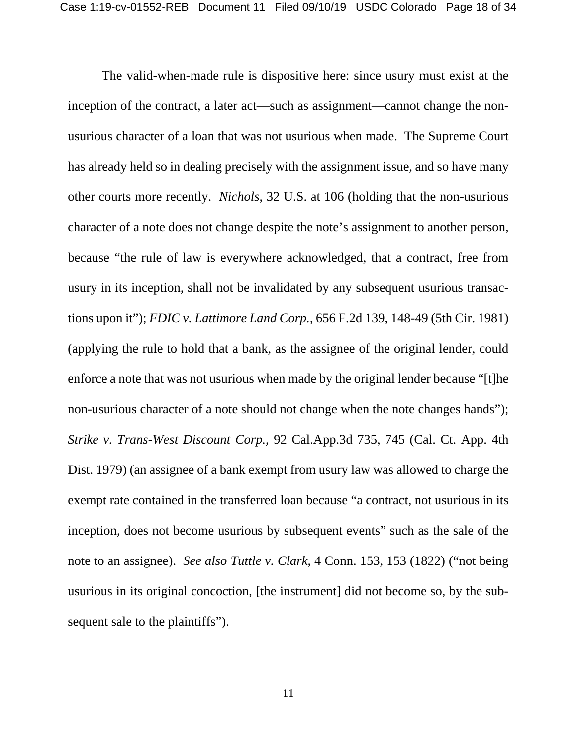The valid-when-made rule is dispositive here: since usury must exist at the inception of the contract, a later act—such as assignment—cannot change the non-usurious character of a loan that was not usurious when made. The Supreme Court has already held so in dealing precisely with the assignment issue, and so have many other courts more recently. *Nichols*, 32 U.S. at 106 (holding that the non-usurious character of a note does not change despite the note's assignment to another person, because "the rule of law is everywhere acknowledged, that a contract, free from usury in its inception, shall not be invalidated by any subsequent usurious transactions upon it"); *FDIC v. Lattimore Land Corp.*, 656 F.2d 139, 148-49 (5th Cir. 1981) (applying the rule to hold that a bank, as the assignee of the original lender, could enforce a note that was not usurious when made by the original lender because "[t]he non-usurious character of a note should not change when the note changes hands"); *Strike v. Trans-West Discount Corp.*, 92 Cal.App.3d 735, 745 (Cal. Ct. App. 4th Dist. 1979) (an assignee of a bank exempt from usury law was allowed to charge the exempt rate contained in the transferred loan because "a contract, not usurious in its inception, does not become usurious by subsequent events" such as the sale of the note to an assignee). *See also Tuttle v. Clark*, 4 Conn. 153, 153 (1822) ("not being usurious in its original concoction, [the instrument] did not become so, by the subsequent sale to the plaintiffs").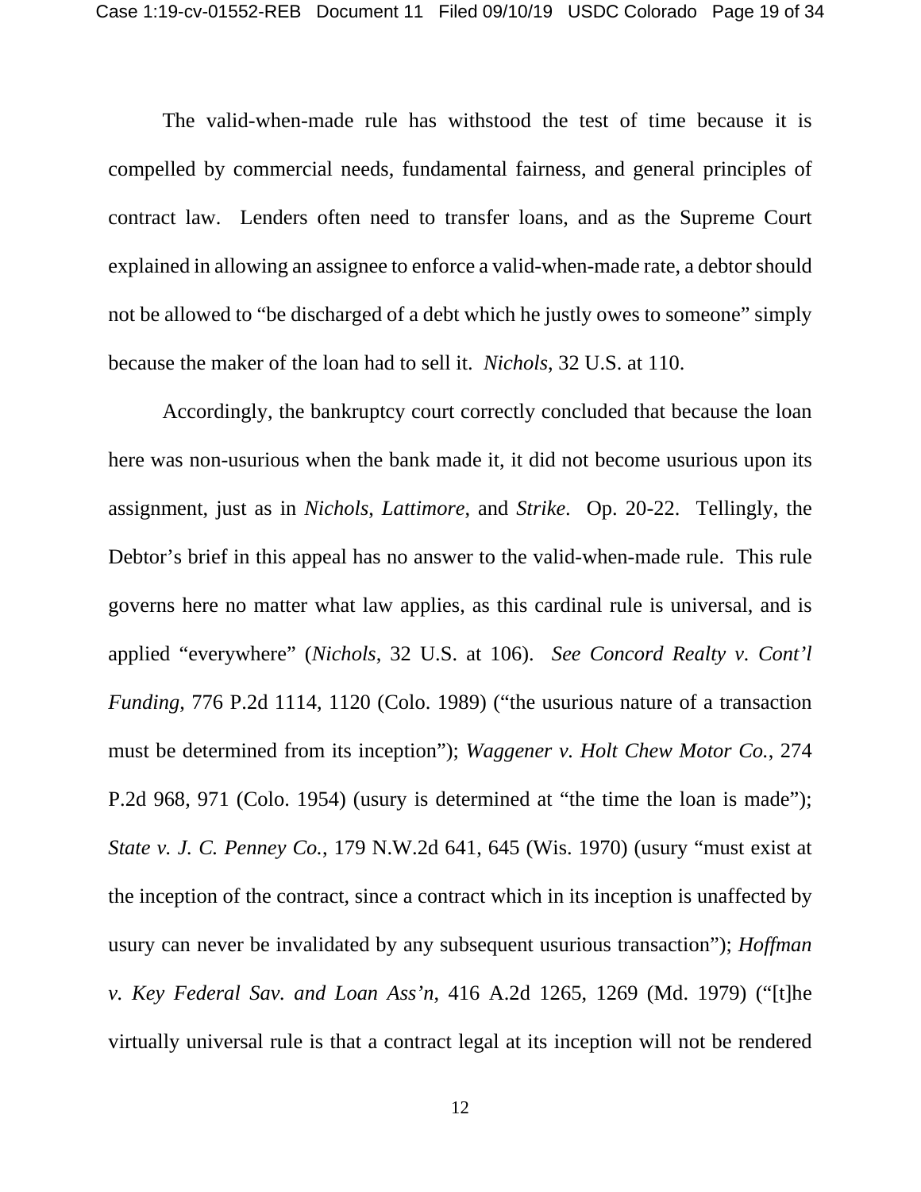The valid-when-made rule has withstood the test of time because it is compelled by commercial needs, fundamental fairness, and general principles of contract law. Lenders often need to transfer loans, and as the Supreme Court explained in allowing an assignee to enforce a valid-when-made rate, a debtor should not be allowed to "be discharged of a debt which he justly owes to someone" simply because the maker of the loan had to sell it. *Nichols*, 32 U.S. at 110.

Accordingly, the bankruptcy court correctly concluded that because the loan here was non-usurious when the bank made it, it did not become usurious upon its assignment, just as in *Nichols*, *Lattimore*, and *Strike*. Op. 20-22. Tellingly, the Debtor's brief in this appeal has no answer to the valid-when-made rule. This rule governs here no matter what law applies, as this cardinal rule is universal, and is applied "everywhere" (*Nichols*, 32 U.S. at 106). *See Concord Realty v. Cont'l Funding*, 776 P.2d 1114, 1120 (Colo. 1989) ("the usurious nature of a transaction must be determined from its inception"); *Waggener v. Holt Chew Motor Co.*, 274 P.2d 968, 971 (Colo. 1954) (usury is determined at "the time the loan is made"); *State v. J. C. Penney Co.*, 179 N.W.2d 641, 645 (Wis. 1970) (usury "must exist at the inception of the contract, since a contract which in its inception is unaffected by usury can never be invalidated by any subsequent usurious transaction"); *Hoffman v. Key Federal Sav. and Loan Ass'n*, 416 A.2d 1265, 1269 (Md. 1979) ("[t]he virtually universal rule is that a contract legal at its inception will not be rendered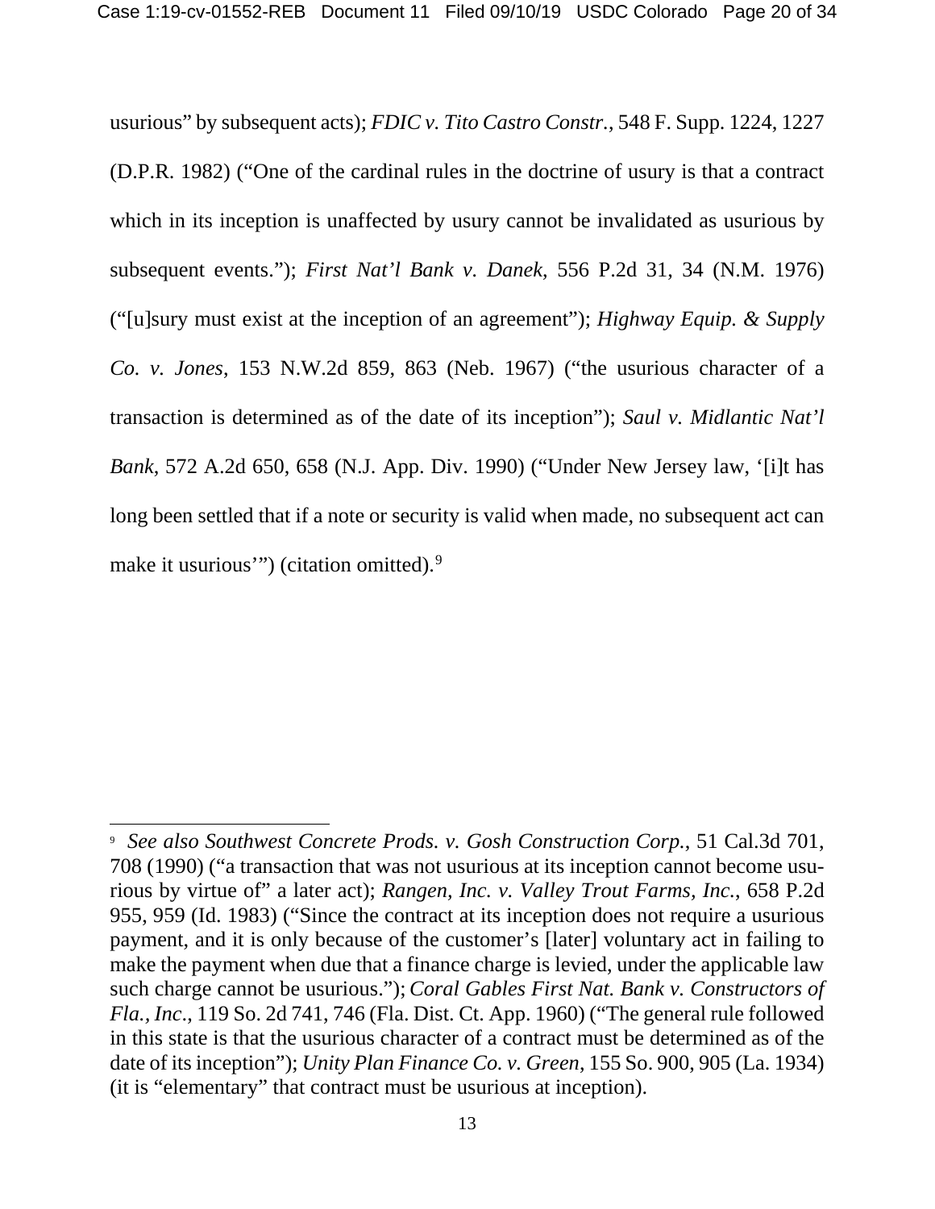usurious" by subsequent acts); *FDIC v. Tito Castro Constr.*, 548 F. Supp. 1224, 1227 (D.P.R. 1982) ("One of the cardinal rules in the doctrine of usury is that a contract which in its inception is unaffected by usury cannot be invalidated as usurious by subsequent events."); *First Nat'l Bank v. Danek*, 556 P.2d 31, 34 (N.M. 1976) ("[u]sury must exist at the inception of an agreement"); *Highway Equip. & Supply Co. v. Jones*, 153 N.W.2d 859, 863 (Neb. 1967) ("the usurious character of a transaction is determined as of the date of its inception"); *Saul v. Midlantic Nat'l Bank*, 572 A.2d 650, 658 (N.J. App. Div. 1990) ("Under New Jersey law, '[i]t has long been settled that if a note or security is valid when made, no subsequent act can make it usurious'") (citation omitted).[9]

---

[9] *See also Southwest Concrete Prods. v. Gosh Construction Corp.*, 51 Cal.3d 701, 708 (1990) ("a transaction that was not usurious at its inception cannot become usurious by virtue of" a later act); *Rangen, Inc. v. Valley Trout Farms, Inc.*, 658 P.2d 955, 959 (Id. 1983) ("Since the contract at its inception does not require a usurious payment, and it is only because of the customer's [later] voluntary act in failing to make the payment when due that a finance charge is levied, under the applicable law such charge cannot be usurious."); *Coral Gables First Nat. Bank v. Constructors of Fla., Inc.*, 119 So. 2d 741, 746 (Fla. Dist. Ct. App. 1960) ("The general rule followed in this state is that the usurious character of a contract must be determined as of the date of its inception"); *Unity Plan Finance Co. v. Green*, 155 So. 900, 905 (La. 1934) (it is "elementary" that contract must be usurious at inception).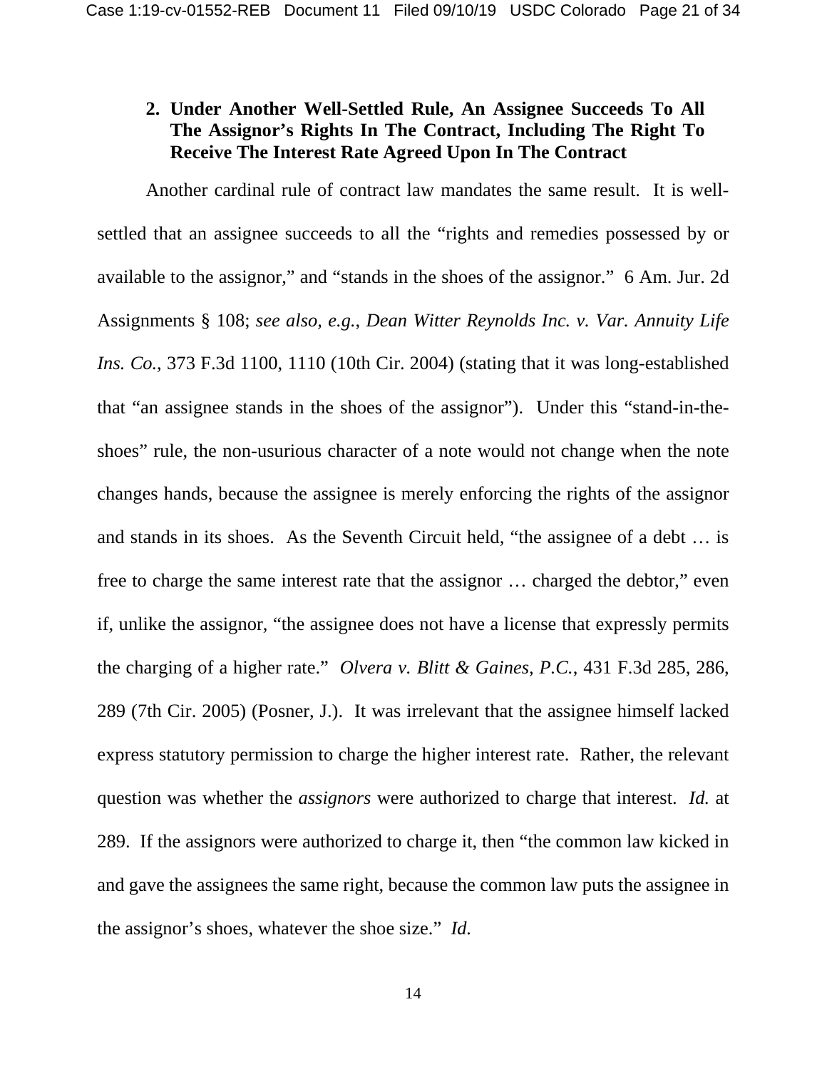### 2. Under Another Well-Settled Rule, An Assignee Succeeds To All The Assignor's Rights In The Contract, Including The Right To Receive The Interest Rate Agreed Upon In The Contract

Another cardinal rule of contract law mandates the same result. It is well-settled that an assignee succeeds to all the "rights and remedies possessed by or available to the assignor," and "stands in the shoes of the assignor." 6 Am. Jur. 2d Assignments § 108; *see also, e.g., Dean Witter Reynolds Inc. v. Var. Annuity Life Ins. Co.*, 373 F.3d 1100, 1110 (10th Cir. 2004) (stating that it was long-established that "an assignee stands in the shoes of the assignor"). Under this "stand-in-the-shoes" rule, the non-usurious character of a note would not change when the note changes hands, because the assignee is merely enforcing the rights of the assignor and stands in its shoes. As the Seventh Circuit held, "the assignee of a debt … is free to charge the same interest rate that the assignor … charged the debtor," even if, unlike the assignor, "the assignee does not have a license that expressly permits the charging of a higher rate." *Olvera v. Blitt & Gaines, P.C.*, 431 F.3d 285, 286, 289 (7th Cir. 2005) (Posner, J.). It was irrelevant that the assignee himself lacked express statutory permission to charge the higher interest rate. Rather, the relevant question was whether the *assignors* were authorized to charge that interest. *Id.* at 289. If the assignors were authorized to charge it, then "the common law kicked in and gave the assignees the same right, because the common law puts the assignee in the assignor's shoes, whatever the shoe size." *Id.*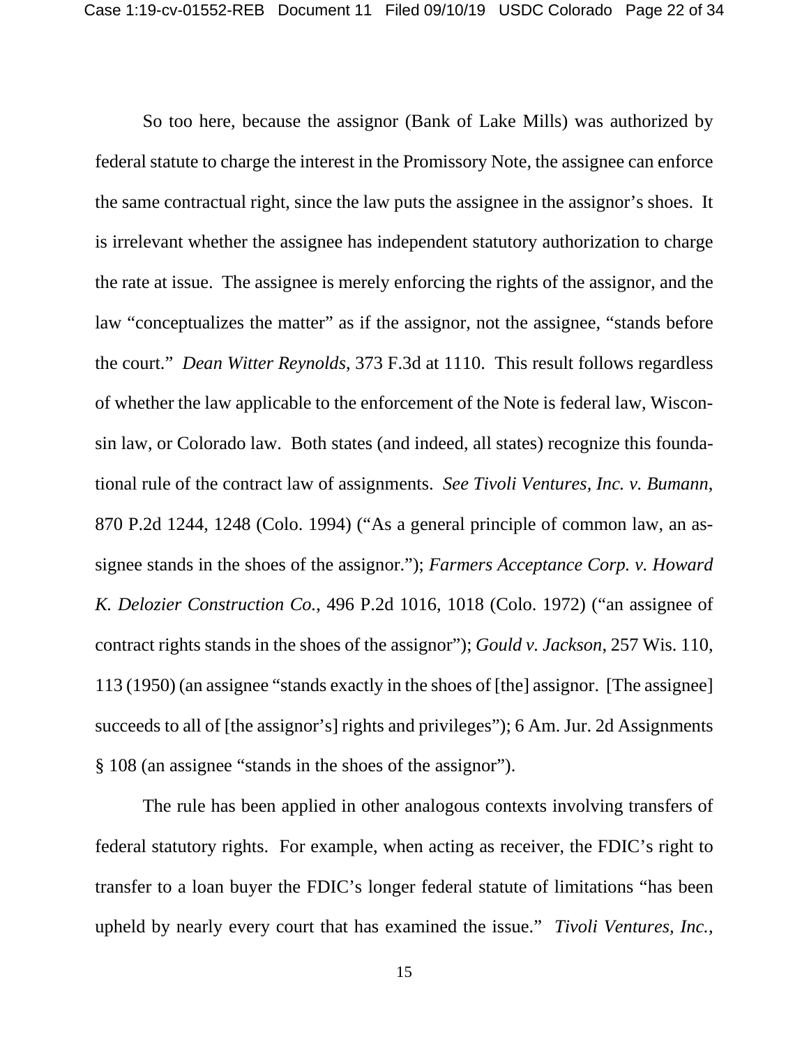So too here, because the assignor (Bank of Lake Mills) was authorized by federal statute to charge the interest in the Promissory Note, the assignee can enforce the same contractual right, since the law puts the assignee in the assignor's shoes. It is irrelevant whether the assignee has independent statutory authorization to charge the rate at issue. The assignee is merely enforcing the rights of the assignor, and the law "conceptualizes the matter" as if the assignor, not the assignee, "stands before the court." *Dean Witter Reynolds*, 373 F.3d at 1110. This result follows regardless of whether the law applicable to the enforcement of the Note is federal law, Wisconsin law, or Colorado law. Both states (and indeed, all states) recognize this foundational rule of the contract law of assignments. *See Tivoli Ventures, Inc. v. Bumann*, 870 P.2d 1244, 1248 (Colo. 1994) ("As a general principle of common law, an assignee stands in the shoes of the assignor."); *Farmers Acceptance Corp. v. Howard K. Delozier Construction Co.*, 496 P.2d 1016, 1018 (Colo. 1972) ("an assignee of contract rights stands in the shoes of the assignor"); *Gould v. Jackson*, 257 Wis. 110, 113 (1950) (an assignee "stands exactly in the shoes of [the] assignor. [The assignee] succeeds to all of [the assignor's] rights and privileges"); 6 Am. Jur. 2d Assignments § 108 (an assignee "stands in the shoes of the assignor").

The rule has been applied in other analogous contexts involving transfers of federal statutory rights. For example, when acting as receiver, the FDIC's right to transfer to a loan buyer the FDIC's longer federal statute of limitations "has been upheld by nearly every court that has examined the issue." *Tivoli Ventures, Inc.*,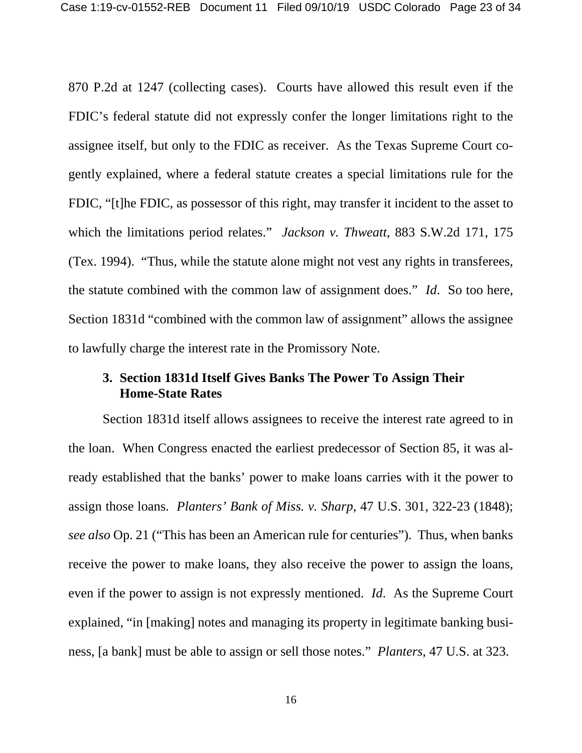870 P.2d at 1247 (collecting cases). Courts have allowed this result even if the FDIC's federal statute did not expressly confer the longer limitations right to the assignee itself, but only to the FDIC as receiver. As the Texas Supreme Court cogently explained, where a federal statute creates a special limitations rule for the FDIC, "[t]he FDIC, as possessor of this right, may transfer it incident to the asset to which the limitations period relates." *Jackson v. Thweatt*, 883 S.W.2d 171, 175 (Tex. 1994). "Thus, while the statute alone might not vest any rights in transferees, the statute combined with the common law of assignment does." *Id*. So too here, Section 1831d "combined with the common law of assignment" allows the assignee to lawfully charge the interest rate in the Promissory Note.

### 3. Section 1831d Itself Gives Banks The Power To Assign Their Home-State Rates

Section 1831d itself allows assignees to receive the interest rate agreed to in the loan. When Congress enacted the earliest predecessor of Section 85, it was already established that the banks' power to make loans carries with it the power to assign those loans. *Planters' Bank of Miss. v. Sharp*, 47 U.S. 301, 322-23 (1848); *see also* Op. 21 ("This has been an American rule for centuries"). Thus, when banks receive the power to make loans, they also receive the power to assign the loans, even if the power to assign is not expressly mentioned. *Id*. As the Supreme Court explained, "in [making] notes and managing its property in legitimate banking business, [a bank] must be able to assign or sell those notes." *Planters*, 47 U.S. at 323.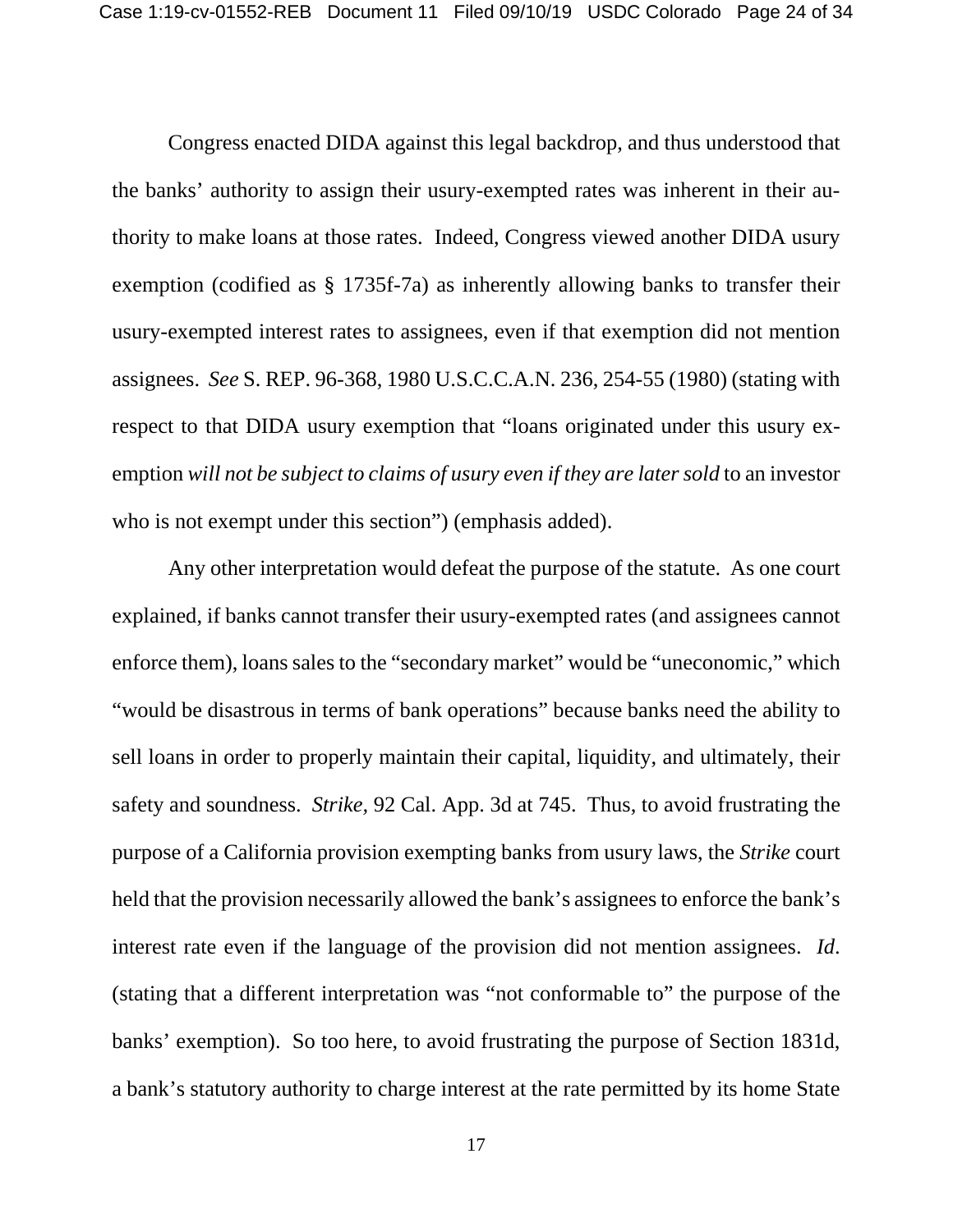Congress enacted DIDA against this legal backdrop, and thus understood that the banks' authority to assign their usury-exempted rates was inherent in their authority to make loans at those rates. Indeed, Congress viewed another DIDA usury exemption (codified as § 1735f-7a) as inherently allowing banks to transfer their usury-exempted interest rates to assignees, even if that exemption did not mention assignees. *See* S. REP. 96-368, 1980 U.S.C.C.A.N. 236, 254-55 (1980) (stating with respect to that DIDA usury exemption that "loans originated under this usury exemption *will not be subject to claims of usury even if they are later sold* to an investor who is not exempt under this section") (emphasis added).

Any other interpretation would defeat the purpose of the statute. As one court explained, if banks cannot transfer their usury-exempted rates (and assignees cannot enforce them), loans sales to the "secondary market" would be "uneconomic," which "would be disastrous in terms of bank operations" because banks need the ability to sell loans in order to properly maintain their capital, liquidity, and ultimately, their safety and soundness. *Strike,* 92 Cal. App. 3d at 745. Thus, to avoid frustrating the purpose of a California provision exempting banks from usury laws, the *Strike* court held that the provision necessarily allowed the bank's assignees to enforce the bank's interest rate even if the language of the provision did not mention assignees. *Id*. (stating that a different interpretation was "not conformable to" the purpose of the banks' exemption). So too here, to avoid frustrating the purpose of Section 1831d, a bank's statutory authority to charge interest at the rate permitted by its home State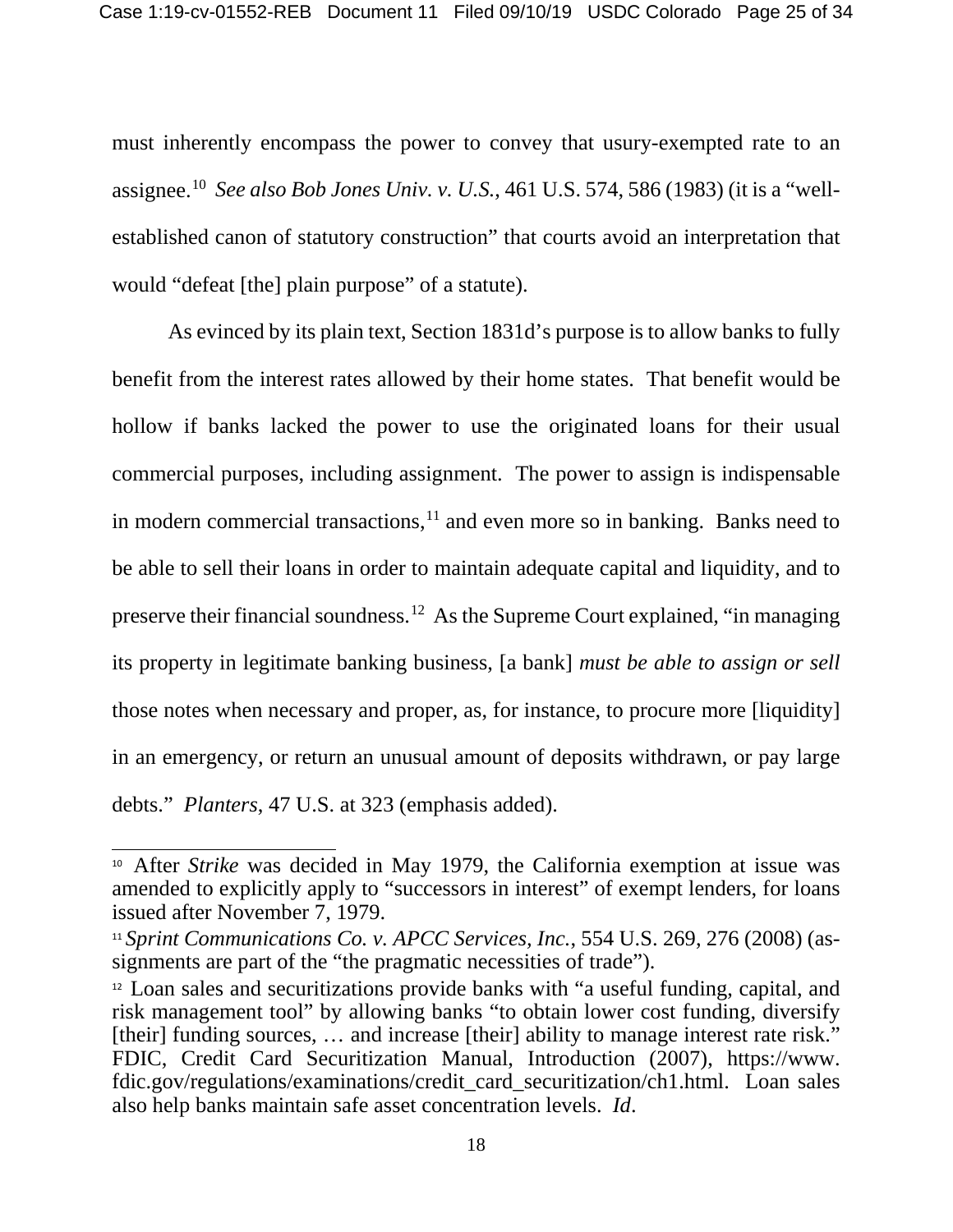must inherently encompass the power to convey that usury-exempted rate to an assignee.[10] *See also Bob Jones Univ. v. U.S.,* 461 U.S. 574, 586 (1983) (it is a "well-established canon of statutory construction" that courts avoid an interpretation that would "defeat [the] plain purpose" of a statute).

As evinced by its plain text, Section 1831d's purpose is to allow banks to fully benefit from the interest rates allowed by their home states. That benefit would be hollow if banks lacked the power to use the originated loans for their usual commercial purposes, including assignment. The power to assign is indispensable in modern commercial transactions,[11] and even more so in banking. Banks need to be able to sell their loans in order to maintain adequate capital and liquidity, and to preserve their financial soundness.[12] As the Supreme Court explained, "in managing its property in legitimate banking business, [a bank] *must be able to assign or sell* those notes when necessary and proper, as, for instance, to procure more [liquidity] in an emergency, or return an unusual amount of deposits withdrawn, or pay large debts." *Planters*, 47 U.S. at 323 (emphasis added).

---

[10] After *Strike* was decided in May 1979, the California exemption at issue was amended to explicitly apply to "successors in interest" of exempt lenders, for loans issued after November 7, 1979.

[11] *Sprint Communications Co. v. APCC Services, Inc.*, 554 U.S. 269, 276 (2008) (assignments are part of the "the pragmatic necessities of trade").

[12] Loan sales and securitizations provide banks with "a useful funding, capital, and risk management tool" by allowing banks "to obtain lower cost funding, diversify [their] funding sources, … and increase [their] ability to manage interest rate risk." FDIC, Credit Card Securitization Manual, Introduction (2007), https://www.fdic.gov/regulations/examinations/credit_card_securitization/ch1.html. Loan sales also help banks maintain safe asset concentration levels. *Id*.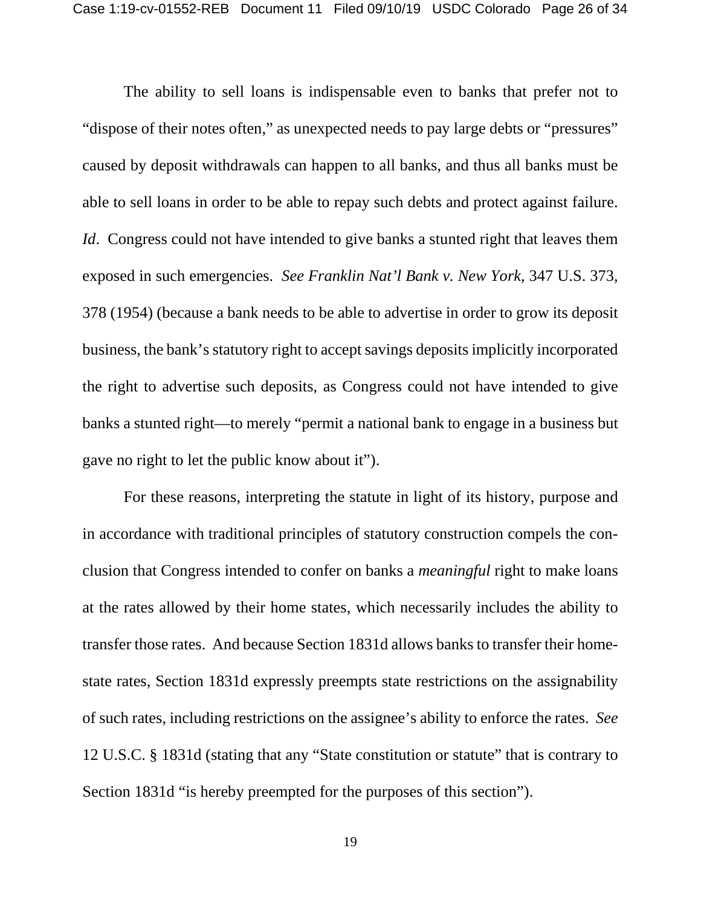The ability to sell loans is indispensable even to banks that prefer not to "dispose of their notes often," as unexpected needs to pay large debts or "pressures" caused by deposit withdrawals can happen to all banks, and thus all banks must be able to sell loans in order to be able to repay such debts and protect against failure. *Id*. Congress could not have intended to give banks a stunted right that leaves them exposed in such emergencies. *See Franklin Nat'l Bank v. New York*, 347 U.S. 373, 378 (1954) (because a bank needs to be able to advertise in order to grow its deposit business, the bank's statutory right to accept savings deposits implicitly incorporated the right to advertise such deposits, as Congress could not have intended to give banks a stunted right—to merely "permit a national bank to engage in a business but gave no right to let the public know about it").

For these reasons, interpreting the statute in light of its history, purpose and in accordance with traditional principles of statutory construction compels the conclusion that Congress intended to confer on banks a *meaningful* right to make loans at the rates allowed by their home states, which necessarily includes the ability to transfer those rates. And because Section 1831d allows banks to transfer their home-state rates, Section 1831d expressly preempts state restrictions on the assignability of such rates, including restrictions on the assignee's ability to enforce the rates. *See* 12 U.S.C. § 1831d (stating that any "State constitution or statute" that is contrary to Section 1831d "is hereby preempted for the purposes of this section").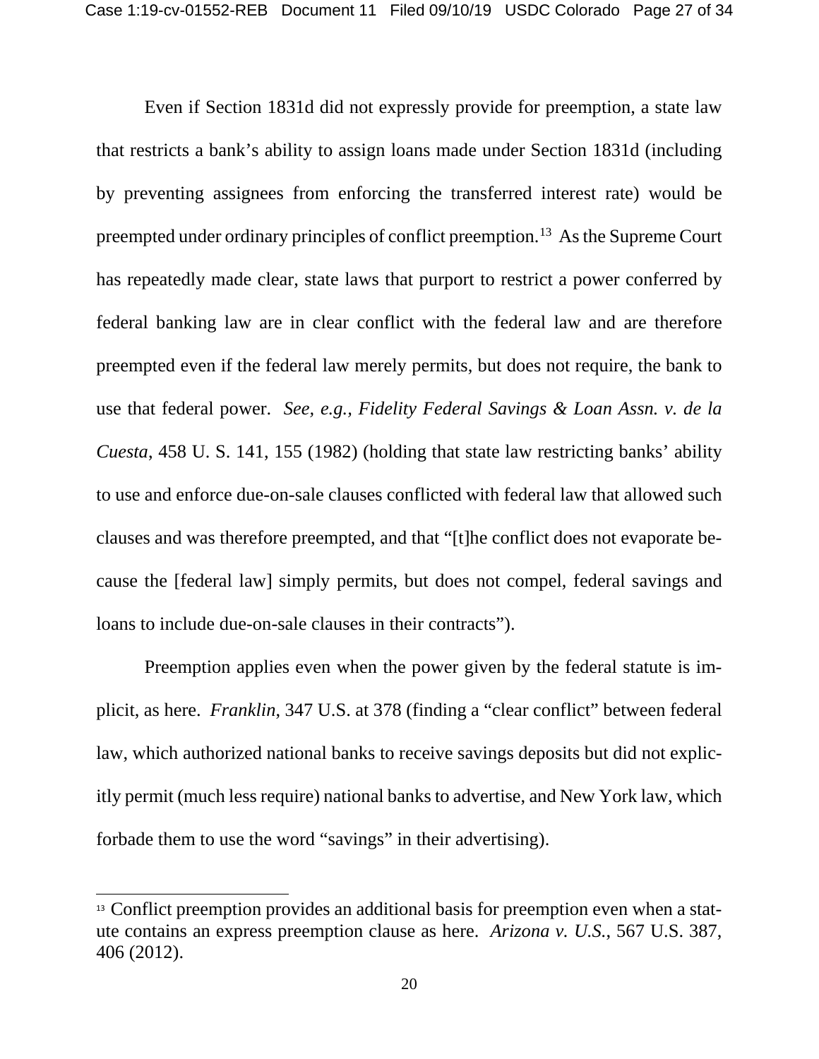Even if Section 1831d did not expressly provide for preemption, a state law that restricts a bank's ability to assign loans made under Section 1831d (including by preventing assignees from enforcing the transferred interest rate) would be preempted under ordinary principles of conflict preemption.[13] As the Supreme Court has repeatedly made clear, state laws that purport to restrict a power conferred by federal banking law are in clear conflict with the federal law and are therefore preempted even if the federal law merely permits, but does not require, the bank to use that federal power. *See, e.g., Fidelity Federal Savings & Loan Assn. v. de la Cuesta*, 458 U. S. 141, 155 (1982) (holding that state law restricting banks' ability to use and enforce due-on-sale clauses conflicted with federal law that allowed such clauses and was therefore preempted, and that "[t]he conflict does not evaporate because the [federal law] simply permits, but does not compel, federal savings and loans to include due-on-sale clauses in their contracts").

Preemption applies even when the power given by the federal statute is implicit, as here. *Franklin*, 347 U.S. at 378 (finding a "clear conflict" between federal law, which authorized national banks to receive savings deposits but did not explicitly permit (much less require) national banks to advertise, and New York law, which forbade them to use the word "savings" in their advertising).

---

[13] Conflict preemption provides an additional basis for preemption even when a statute contains an express preemption clause as here. *Arizona v. U.S.*, 567 U.S. 387, 406 (2012).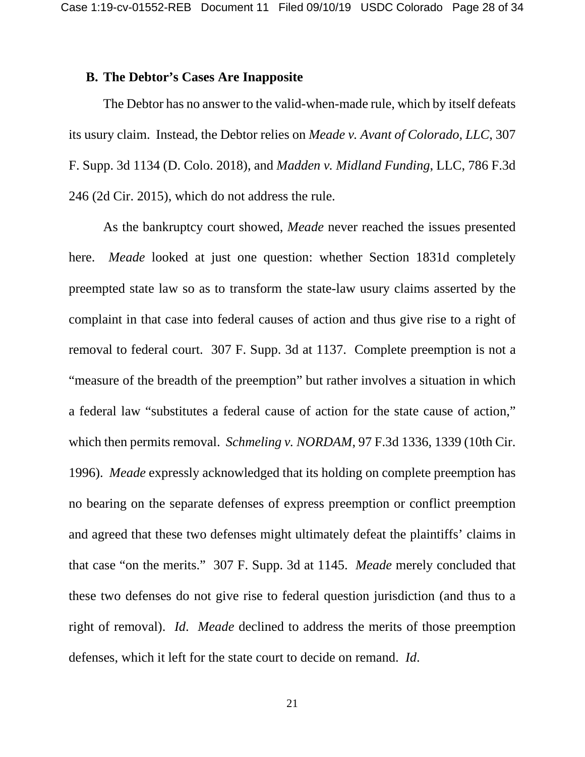### B. The Debtor's Cases Are Inapposite

The Debtor has no answer to the valid-when-made rule, which by itself defeats its usury claim. Instead, the Debtor relies on *Meade v. Avant of Colorado, LLC*, 307 F. Supp. 3d 1134 (D. Colo. 2018), and *Madden v. Midland Funding*, LLC, 786 F.3d 246 (2d Cir. 2015), which do not address the rule.

As the bankruptcy court showed, *Meade* never reached the issues presented here. *Meade* looked at just one question: whether Section 1831d completely preempted state law so as to transform the state-law usury claims asserted by the complaint in that case into federal causes of action and thus give rise to a right of removal to federal court. 307 F. Supp. 3d at 1137. Complete preemption is not a "measure of the breadth of the preemption" but rather involves a situation in which a federal law "substitutes a federal cause of action for the state cause of action," which then permits removal. *Schmeling v. NORDAM*, 97 F.3d 1336, 1339 (10th Cir. 1996). *Meade* expressly acknowledged that its holding on complete preemption has no bearing on the separate defenses of express preemption or conflict preemption and agreed that these two defenses might ultimately defeat the plaintiffs' claims in that case "on the merits." 307 F. Supp. 3d at 1145. *Meade* merely concluded that these two defenses do not give rise to federal question jurisdiction (and thus to a right of removal). *Id*. *Meade* declined to address the merits of those preemption defenses, which it left for the state court to decide on remand. *Id*.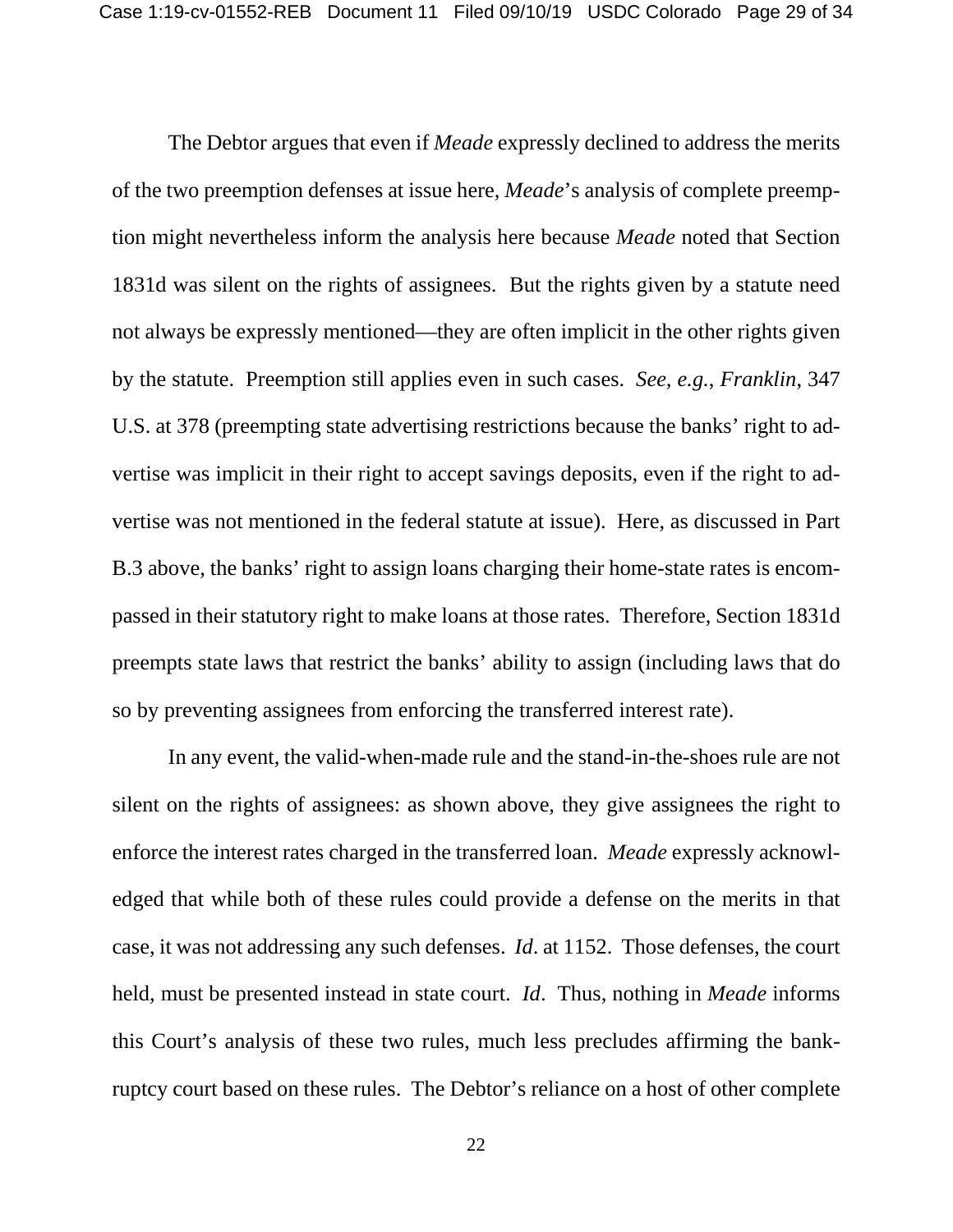The Debtor argues that even if *Meade* expressly declined to address the merits of the two preemption defenses at issue here, *Meade*'s analysis of complete preemption might nevertheless inform the analysis here because *Meade* noted that Section 1831d was silent on the rights of assignees. But the rights given by a statute need not always be expressly mentioned—they are often implicit in the other rights given by the statute. Preemption still applies even in such cases. *See, e.g.*, *Franklin*, 347 U.S. at 378 (preempting state advertising restrictions because the banks' right to advertise was implicit in their right to accept savings deposits, even if the right to advertise was not mentioned in the federal statute at issue). Here, as discussed in Part B.3 above, the banks' right to assign loans charging their home-state rates is encompassed in their statutory right to make loans at those rates. Therefore, Section 1831d preempts state laws that restrict the banks' ability to assign (including laws that do so by preventing assignees from enforcing the transferred interest rate).

In any event, the valid-when-made rule and the stand-in-the-shoes rule are not silent on the rights of assignees: as shown above, they give assignees the right to enforce the interest rates charged in the transferred loan. *Meade* expressly acknowledged that while both of these rules could provide a defense on the merits in that case, it was not addressing any such defenses. *Id*. at 1152. Those defenses, the court held, must be presented instead in state court. *Id*. Thus, nothing in *Meade* informs this Court's analysis of these two rules, much less precludes affirming the bankruptcy court based on these rules. The Debtor's reliance on a host of other complete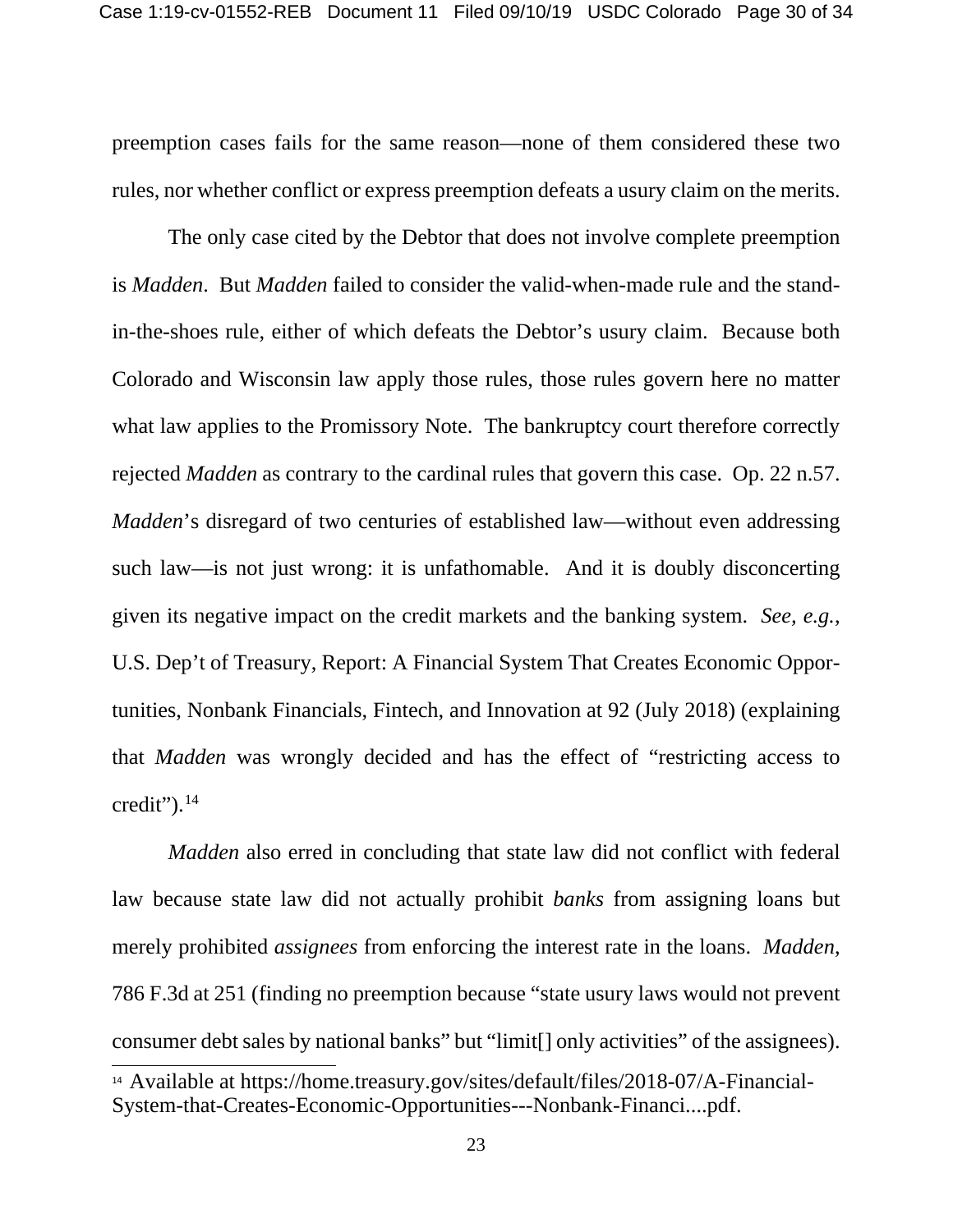preemption cases fails for the same reason—none of them considered these two rules, nor whether conflict or express preemption defeats a usury claim on the merits.

The only case cited by the Debtor that does not involve complete preemption is *Madden*. But *Madden* failed to consider the valid-when-made rule and the stand-in-the-shoes rule, either of which defeats the Debtor's usury claim. Because both Colorado and Wisconsin law apply those rules, those rules govern here no matter what law applies to the Promissory Note. The bankruptcy court therefore correctly rejected *Madden* as contrary to the cardinal rules that govern this case. Op. 22 n.57. *Madden*'s disregard of two centuries of established law—without even addressing such law—is not just wrong: it is unfathomable. And it is doubly disconcerting given its negative impact on the credit markets and the banking system. *See, e.g.*, U.S. Dep't of Treasury, Report: A Financial System That Creates Economic Opportunities, Nonbank Financials, Fintech, and Innovation at 92 (July 2018) (explaining that *Madden* was wrongly decided and has the effect of "restricting access to credit").[14]

*Madden* also erred in concluding that state law did not conflict with federal law because state law did not actually prohibit *banks* from assigning loans but merely prohibited *assignees* from enforcing the interest rate in the loans. *Madden*, 786 F.3d at 251 (finding no preemption because "state usury laws would not prevent consumer debt sales by national banks" but "limit[] only activities" of the assignees).

---

[14] Available at https://home.treasury.gov/sites/default/files/2018-07/A-Financial-System-that-Creates-Economic-Opportunities---Nonbank-Financi....pdf.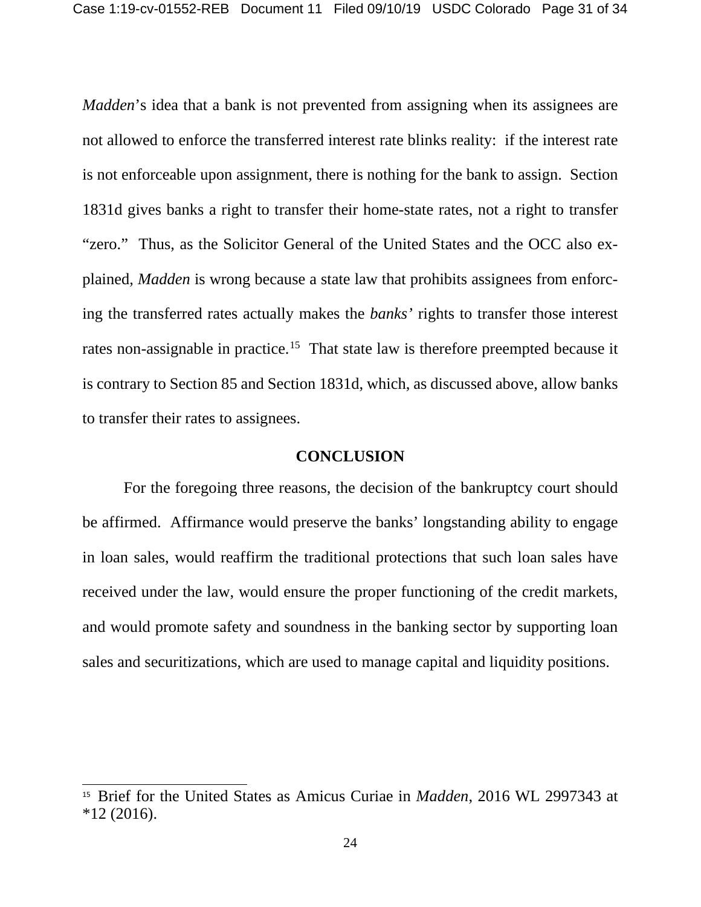*Madden*'s idea that a bank is not prevented from assigning when its assignees are not allowed to enforce the transferred interest rate blinks reality: if the interest rate is not enforceable upon assignment, there is nothing for the bank to assign. Section 1831d gives banks a right to transfer their home-state rates, not a right to transfer "zero." Thus, as the Solicitor General of the United States and the OCC also explained, *Madden* is wrong because a state law that prohibits assignees from enforcing the transferred rates actually makes the *banks'* rights to transfer those interest rates non-assignable in practice.[15] That state law is therefore preempted because it is contrary to Section 85 and Section 1831d, which, as discussed above, allow banks to transfer their rates to assignees.

## CONCLUSION

For the foregoing three reasons, the decision of the bankruptcy court should be affirmed. Affirmance would preserve the banks' longstanding ability to engage in loan sales, would reaffirm the traditional protections that such loan sales have received under the law, would ensure the proper functioning of the credit markets, and would promote safety and soundness in the banking sector by supporting loan sales and securitizations, which are used to manage capital and liquidity positions.

---

[15] Brief for the United States as Amicus Curiae in *Madden*, 2016 WL 2997343 at *12 (2016).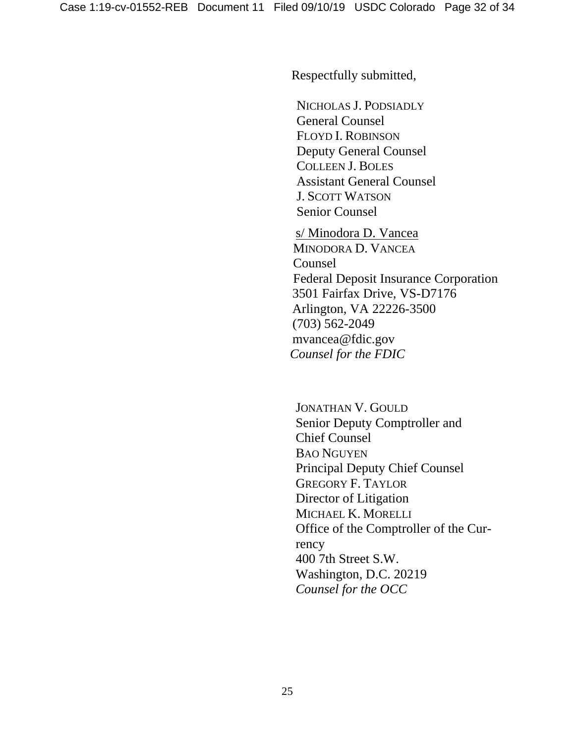Respectfully submitted,

NICHOLAS J. PODSIADLY
General Counsel
FLOYD I. ROBINSON
Deputy General Counsel
COLLEEN J. BOLES
Assistant General Counsel
J. SCOTT WATSON
Senior Counsel

s/ Minodora D. Vancea
MINODORA D. VANCEA
Counsel
Federal Deposit Insurance Corporation
3501 Fairfax Drive, VS-D7176
Arlington, VA 22226-3500
(703) 562-2049
mvancea@fdic.gov
*Counsel for the FDIC*

JONATHAN V. GOULD
Senior Deputy Comptroller and
Chief Counsel
BAO NGUYEN
Principal Deputy Chief Counsel
GREGORY F. TAYLOR
Director of Litigation
MICHAEL K. MORELLI
Office of the Comptroller of the Currency
400 7th Street S.W.
Washington, D.C. 20219
*Counsel for the OCC*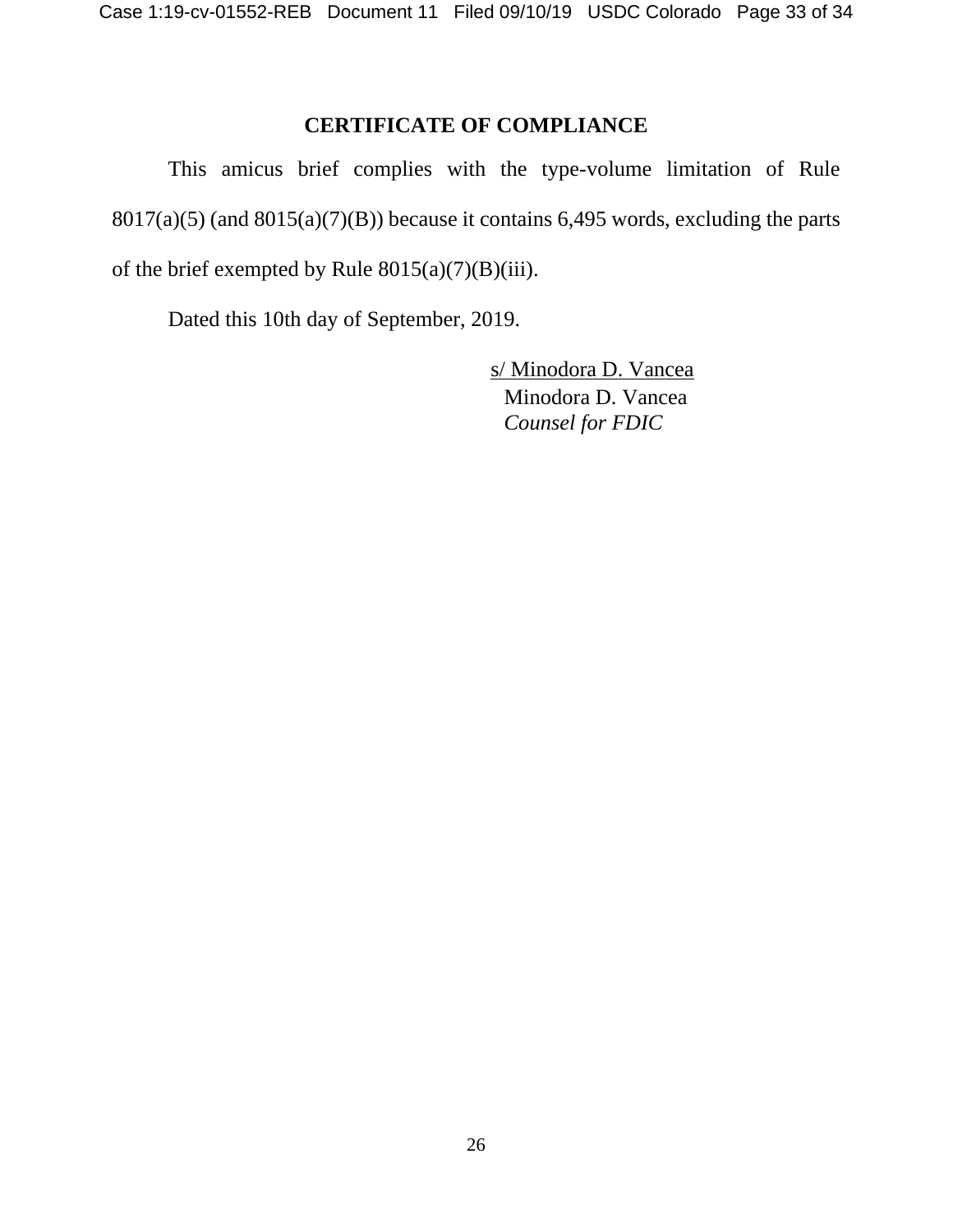## CERTIFICATE OF COMPLIANCE

This amicus brief complies with the type-volume limitation of Rule 8017(a)(5) (and 8015(a)(7)(B)) because it contains 6,495 words, excluding the parts of the brief exempted by Rule 8015(a)(7)(B)(iii).

Dated this 10th day of September, 2019.

s/ Minodora D. Vancea
Minodora D. Vancea
*Counsel for FDIC*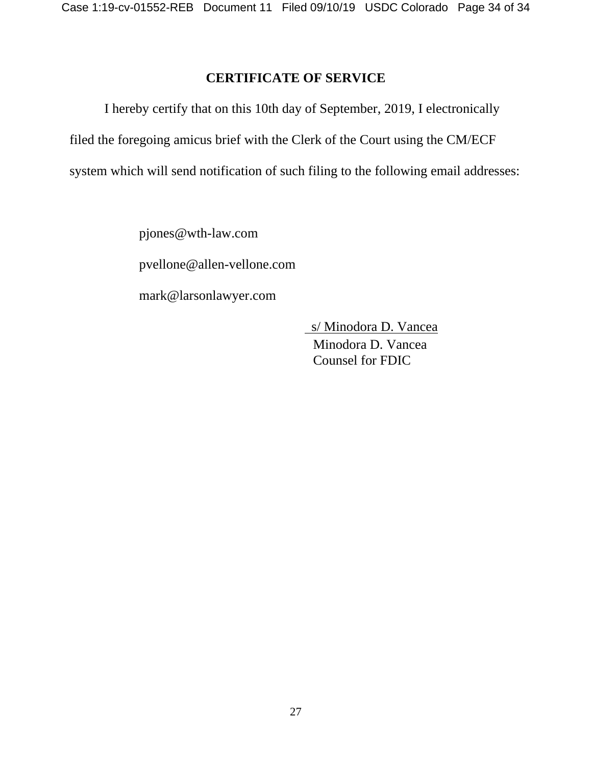## CERTIFICATE OF SERVICE

I hereby certify that on this 10th day of September, 2019, I electronically filed the foregoing amicus brief with the Clerk of the Court using the CM/ECF system which will send notification of such filing to the following email addresses:

pjones@wth-law.com

pvellone@allen-vellone.com

mark@larsonlawyer.com

s/ Minodora D. Vancea
Minodora D. Vancea
Counsel for FDIC